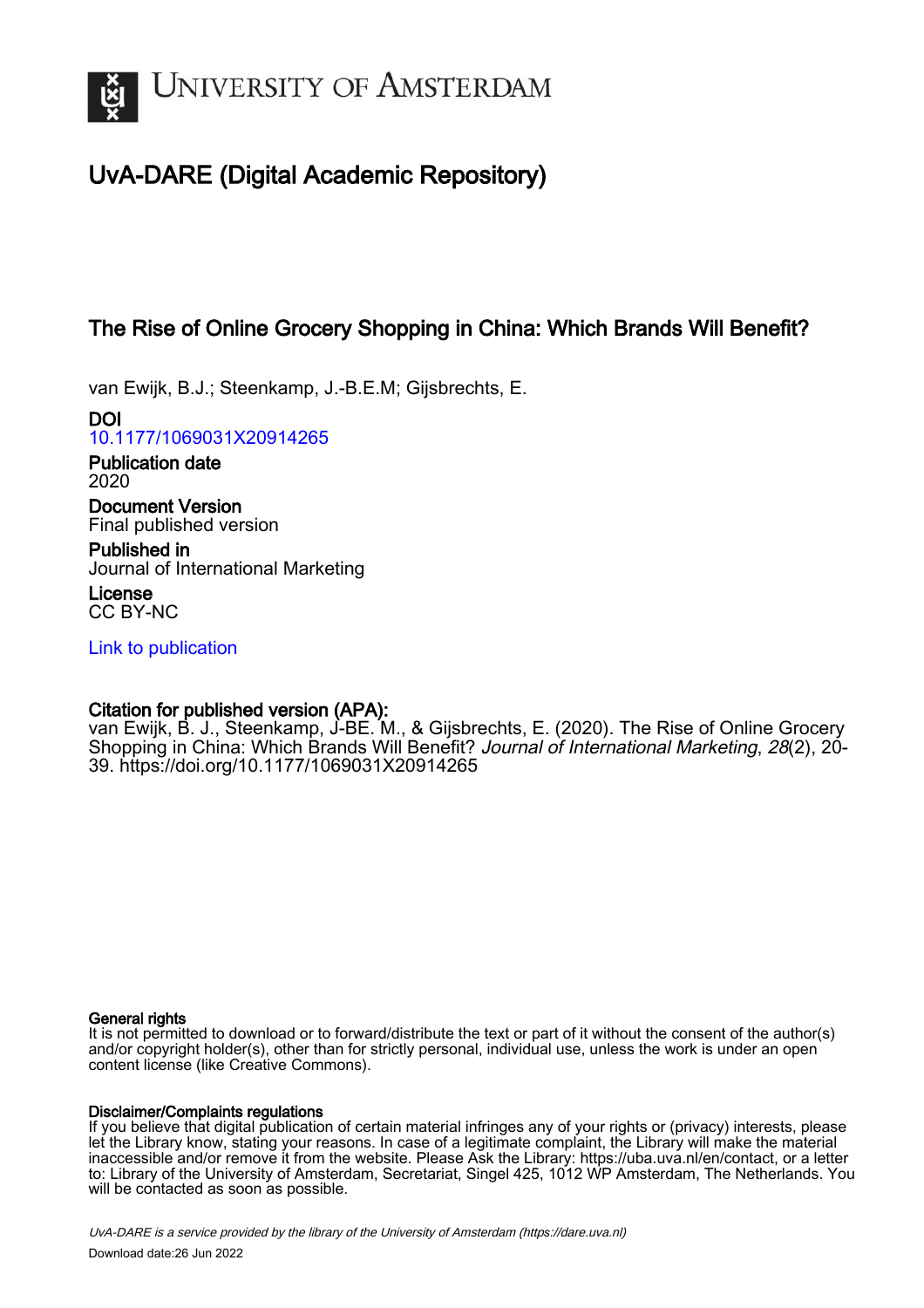# University of Amsterdam

## UvA-DARE (Digital Academic Repository)

### The Rise of Online Grocery Shopping in China: Which Brands Will Benefit?

van Ewijk, B.J.; Steenkamp, J.-B.E.M; Gijsbrechts, E.

**DOI**
10.1177/1069031X20914265

**Publication date**
2020

**Document Version**
Final published version

**Published in**
Journal of International Marketing

**License**
CC BY-NC

[Link to publication](#)

**Citation for published version (APA):**
van Ewijk, B. J., Steenkamp, J-BE. M., & Gijsbrechts, E. (2020). The Rise of Online Grocery Shopping in China: Which Brands Will Benefit? *Journal of International Marketing*, *28*(2), 20-39. https://doi.org/10.1177/1069031X20914265

**General rights**
It is not permitted to download or to forward/distribute the text or part of it without the consent of the author(s) and/or copyright holder(s), other than for strictly personal, individual use, unless the work is under an open content license (like Creative Commons).

**Disclaimer/Complaints regulations**
If you believe that digital publication of certain material infringes any of your rights or (privacy) interests, please let the Library know, stating your reasons. In case of a legitimate complaint, the Library will make the material inaccessible and/or remove it from the website. Please Ask the Library: https://uba.uva.nl/en/contact, or a letter to: Library of the University of Amsterdam, Secretariat, Singel 425, 1012 WP Amsterdam, The Netherlands. You will be contacted as soon as possible.

*UvA-DARE is a service provided by the library of the University of Amsterdam (https://dare.uva.nl)*
Download date:26 Jun 2022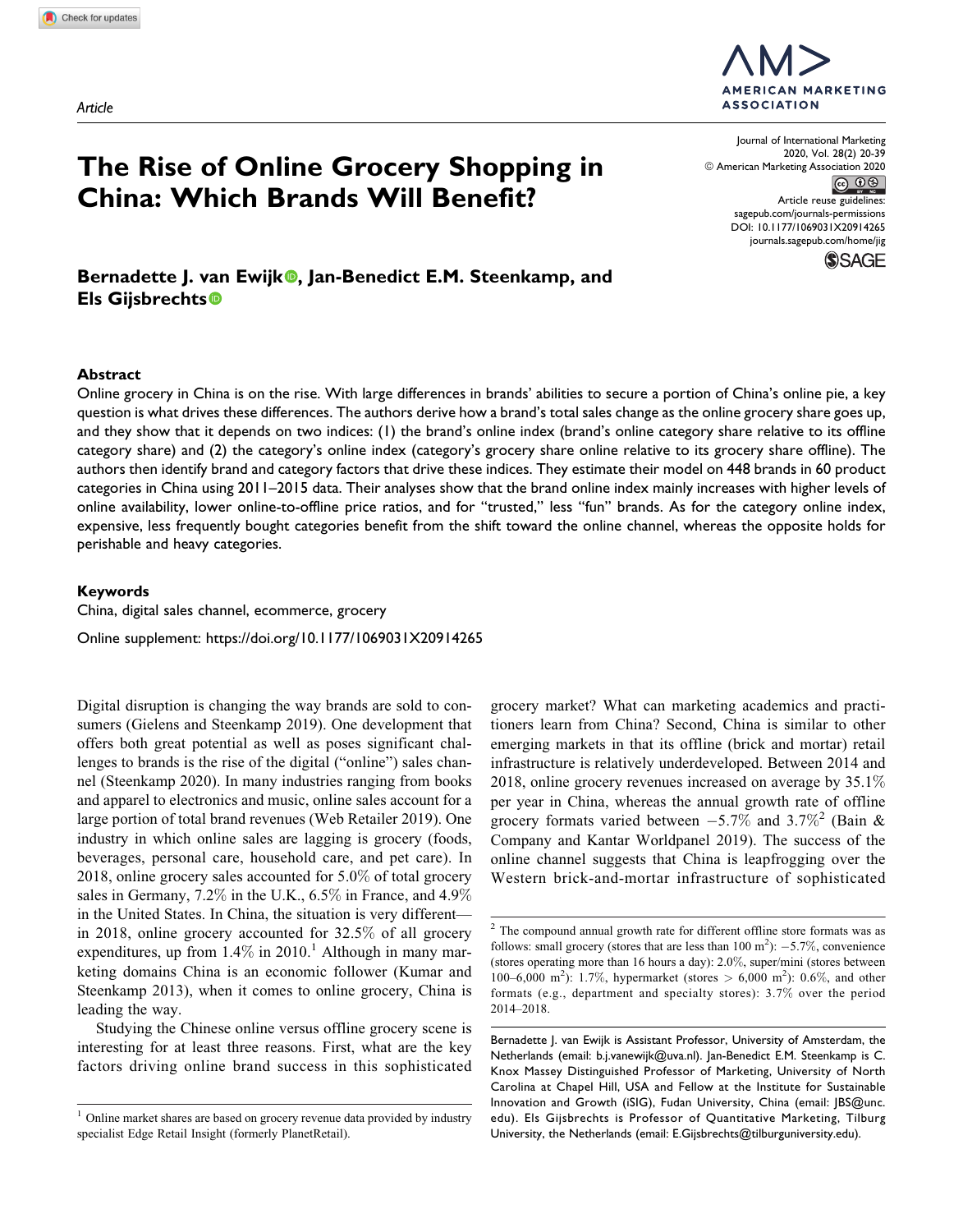Article

# The Rise of Online Grocery Shopping in China: Which Brands Will Benefit?

**Bernadette J. van Ewijk, Jan-Benedict E.M. Steenkamp, and Els Gijsbrechts**

## Abstract

Online grocery in China is on the rise. With large differences in brands' abilities to secure a portion of China's online pie, a key question is what drives these differences. The authors derive how a brand's total sales change as the online grocery share goes up, and they show that it depends on two indices: (1) the brand's online index (brand's online category share relative to its offline category share) and (2) the category's online index (category's grocery share online relative to its grocery share offline). The authors then identify brand and category factors that drive these indices. They estimate their model on 448 brands in 60 product categories in China using 2011–2015 data. Their analyses show that the brand online index mainly increases with higher levels of online availability, lower online-to-offline price ratios, and for "trusted," less "fun" brands. As for the category online index, expensive, less frequently bought categories benefit from the shift toward the online channel, whereas the opposite holds for perishable and heavy categories.

## Keywords

China, digital sales channel, ecommerce, grocery

Online supplement: https://doi.org/10.1177/1069031X20914265

Digital disruption is changing the way brands are sold to consumers (Gielens and Steenkamp 2019). One development that offers both great potential as well as poses significant challenges to brands is the rise of the digital ("online") sales channel (Steenkamp 2020). In many industries ranging from books and apparel to electronics and music, online sales account for a large portion of total brand revenues (Web Retailer 2019). One industry in which online sales are lagging is grocery (foods, beverages, personal care, household care, and pet care). In 2018, online grocery sales accounted for 5.0% of total grocery sales in Germany, 7.2% in the U.K., 6.5% in France, and 4.9% in the United States. In China, the situation is very different—in 2018, online grocery accounted for 32.5% of all grocery expenditures, up from 1.4% in 2010.[1] Although in many marketing domains China is an economic follower (Kumar and Steenkamp 2013), when it comes to online grocery, China is leading the way.

Studying the Chinese online versus offline grocery scene is interesting for at least three reasons. First, what are the key factors driving online brand success in this sophisticated grocery market? What can marketing academics and practitioners learn from China? Second, China is similar to other emerging markets in that its offline (brick and mortar) retail infrastructure is relatively underdeveloped. Between 2014 and 2018, online grocery revenues increased on average by 35.1% per year in China, whereas the annual growth rate of offline grocery formats varied between −5.7% and 3.7%[2] (Bain & Company and Kantar Worldpanel 2019). The success of the online channel suggests that China is leapfrogging over the Western brick-and-mortar infrastructure of sophisticated

[1] Online market shares are based on grocery revenue data provided by industry specialist Edge Retail Insight (formerly PlanetRetail).

[2] The compound annual growth rate for different offline store formats was as follows: small grocery (stores that are less than 100 m$^2$): −5.7%, convenience (stores operating more than 16 hours a day): 2.0%, super/mini (stores between 100–6,000 m$^2$): 1.7%, hypermarket (stores > 6,000 m$^2$): 0.6%, and other formats (e.g., department and specialty stores): 3.7% over the period 2014–2018.

Bernadette J. van Ewijk is Assistant Professor, University of Amsterdam, the Netherlands (email: b.j.vanewijk@uva.nl). Jan-Benedict E.M. Steenkamp is C. Knox Massey Distinguished Professor of Marketing, University of North Carolina at Chapel Hill, USA and Fellow at the Institute for Sustainable Innovation and Growth (iSIG), Fudan University, China (email: JBS@unc.edu). Els Gijsbrechts is Professor of Quantitative Marketing, Tilburg University, the Netherlands (email: E.Gijsbrechts@tilburguniversity.edu).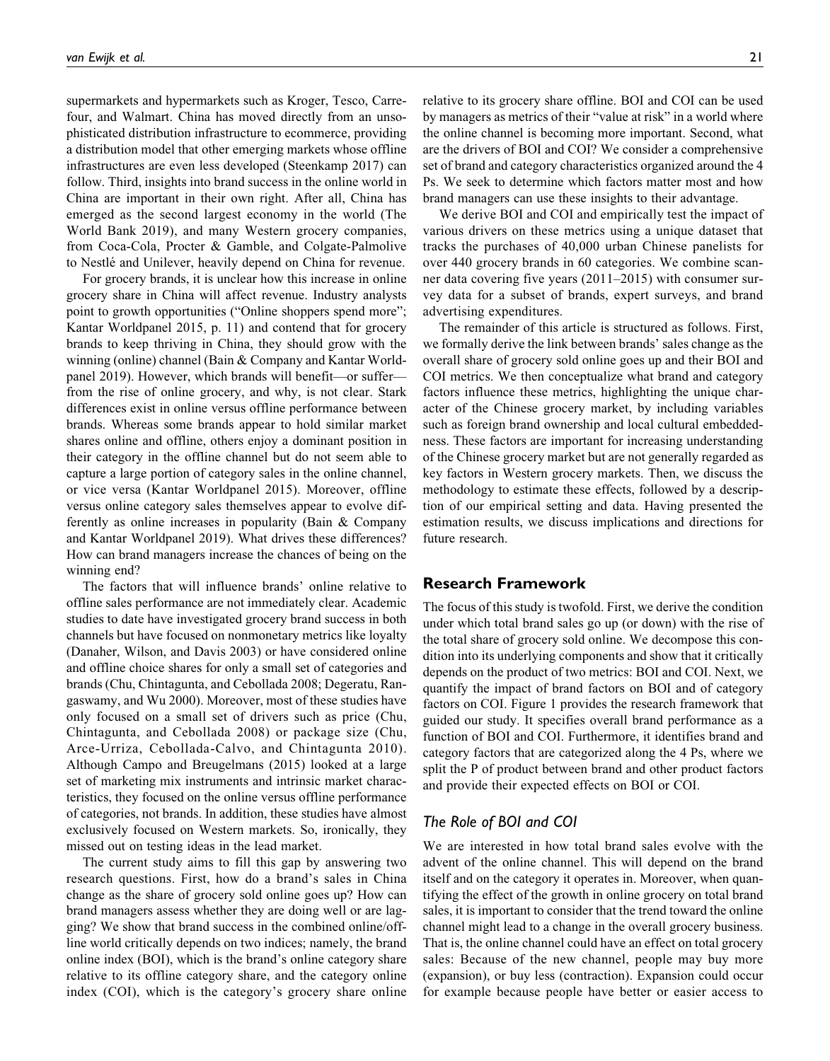supermarkets and hypermarkets such as Kroger, Tesco, Carrefour, and Walmart. China has moved directly from an unsophisticated distribution infrastructure to ecommerce, providing a distribution model that other emerging markets whose offline infrastructures are even less developed (Steenkamp 2017) can follow. Third, insights into brand success in the online world in China are important in their own right. After all, China has emerged as the second largest economy in the world (The World Bank 2019), and many Western grocery companies, from Coca-Cola, Procter & Gamble, and Colgate-Palmolive to Nestlé and Unilever, heavily depend on China for revenue.

For grocery brands, it is unclear how this increase in online grocery share in China will affect revenue. Industry analysts point to growth opportunities ("Online shoppers spend more"; Kantar Worldpanel 2015, p. 11) and contend that for grocery brands to keep thriving in China, they should grow with the winning (online) channel (Bain & Company and Kantar Worldpanel 2019). However, which brands will benefit—or suffer—from the rise of online grocery, and why, is not clear. Stark differences exist in online versus offline performance between brands. Whereas some brands appear to hold similar market shares online and offline, others enjoy a dominant position in their category in the offline channel but do not seem able to capture a large portion of category sales in the online channel, or vice versa (Kantar Worldpanel 2015). Moreover, offline versus online category sales themselves appear to evolve differently as online increases in popularity (Bain & Company and Kantar Worldpanel 2019). What drives these differences? How can brand managers increase the chances of being on the winning end?

The factors that will influence brands' online relative to offline sales performance are not immediately clear. Academic studies to date have investigated grocery brand success in both channels but have focused on nonmonetary metrics like loyalty (Danaher, Wilson, and Davis 2003) or have considered online and offline choice shares for only a small set of categories and brands (Chu, Chintagunta, and Cebollada 2008; Degeratu, Rangaswamy, and Wu 2000). Moreover, most of these studies have only focused on a small set of drivers such as price (Chu, Chintagunta, and Cebollada 2008) or package size (Chu, Arce-Urriza, Cebollada-Calvo, and Chintagunta 2010). Although Campo and Breugelmans (2015) looked at a large set of marketing mix instruments and intrinsic market characteristics, they focused on the online versus offline performance of categories, not brands. In addition, these studies have almost exclusively focused on Western markets. So, ironically, they missed out on testing ideas in the lead market.

The current study aims to fill this gap by answering two research questions. First, how do a brand's sales in China change as the share of grocery sold online goes up? How can brand managers assess whether they are doing well or are lagging? We show that brand success in the combined online/offline world critically depends on two indices; namely, the brand online index (BOI), which is the brand's online category share relative to its offline category share, and the category online index (COI), which is the category's grocery share online relative to its grocery share offline. BOI and COI can be used by managers as metrics of their "value at risk" in a world where the online channel is becoming more important. Second, what are the drivers of BOI and COI? We consider a comprehensive set of brand and category characteristics organized around the 4 Ps. We seek to determine which factors matter most and how brand managers can use these insights to their advantage.

We derive BOI and COI and empirically test the impact of various drivers on these metrics using a unique dataset that tracks the purchases of 40,000 urban Chinese panelists for over 440 grocery brands in 60 categories. We combine scanner data covering five years (2011–2015) with consumer survey data for a subset of brands, expert surveys, and brand advertising expenditures.

The remainder of this article is structured as follows. First, we formally derive the link between brands' sales change as the overall share of grocery sold online goes up and their BOI and COI metrics. We then conceptualize what brand and category factors influence these metrics, highlighting the unique character of the Chinese grocery market, by including variables such as foreign brand ownership and local cultural embeddedness. These factors are important for increasing understanding of the Chinese grocery market but are not generally regarded as key factors in Western grocery markets. Then, we discuss the methodology to estimate these effects, followed by a description of our empirical setting and data. Having presented the estimation results, we discuss implications and directions for future research.

## Research Framework

The focus of this study is twofold. First, we derive the condition under which total brand sales go up (or down) with the rise of the total share of grocery sold online. We decompose this condition into its underlying components and show that it critically depends on the product of two metrics: BOI and COI. Next, we quantify the impact of brand factors on BOI and of category factors on COI. Figure 1 provides the research framework that guided our study. It specifies overall brand performance as a function of BOI and COI. Furthermore, it identifies brand and category factors that are categorized along the 4 Ps, where we split the P of product between brand and other product factors and provide their expected effects on BOI or COI.

### *The Role of BOI and COI*

We are interested in how total brand sales evolve with the advent of the online channel. This will depend on the brand itself and on the category it operates in. Moreover, when quantifying the effect of the growth in online grocery on total brand sales, it is important to consider that the trend toward the online channel might lead to a change in the overall grocery business. That is, the online channel could have an effect on total grocery sales: Because of the new channel, people may buy more (expansion), or buy less (contraction). Expansion could occur for example because people have better or easier access to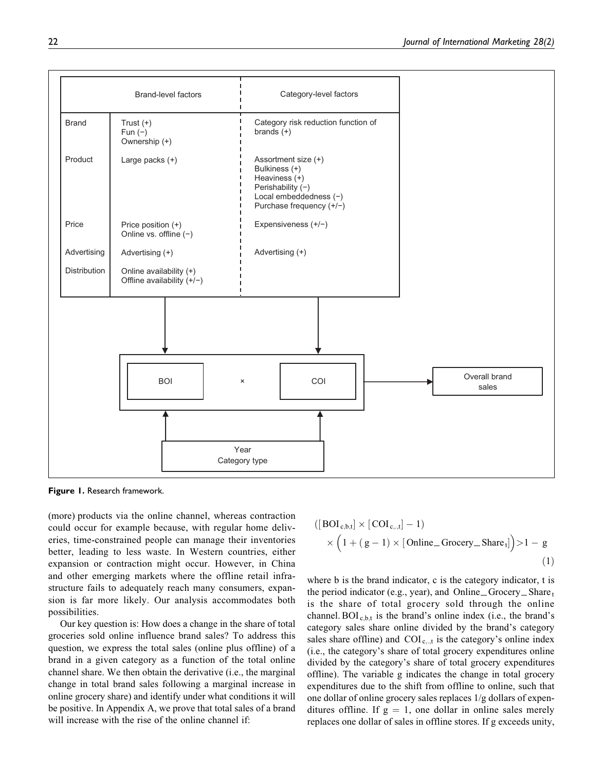| | Brand-level factors | Category-level factors |
|---|---|---|
| Brand | Trust (+)<br>Fun (−)<br>Ownership (+) | Category risk reduction function of brands (+) |
| Product | Large packs (+) | Assortment size (+)<br>Bulkiness (+)<br>Heaviness (+)<br>Perishability (−)<br>Local embeddedness (−)<br>Purchase frequency (+/−) |
| Price | Price position (+)<br>Online vs. offline (−) | Expensiveness (+/−) |
| Advertising | Advertising (+) | Advertising (+) |
| Distribution | Online availability (+)<br>Offline availability (+/−) | |

BOI × COI → Overall brand sales

Year
Category type

**Figure 1.** Research framework.

(more) products via the online channel, whereas contraction could occur for example because, with regular home deliveries, time-constrained people can manage their inventories better, leading to less waste. In Western countries, either expansion or contraction might occur. However, in China and other emerging markets where the offline retail infrastructure fails to adequately reach many consumers, expansion is far more likely. Our analysis accommodates both possibilities.

Our key question is: How does a change in the share of total groceries sold online influence brand sales? To address this question, we express the total sales (online plus offline) of a brand in a given category as a function of the total online channel share. We then obtain the derivative (i.e., the marginal change in total brand sales following a marginal increase in online grocery share) and identify under what conditions it will be positive. In Appendix A, we prove that total sales of a brand will increase with the rise of the online channel if:

$$([\mathrm{BOI}_{c,b,t}] \times [\mathrm{COI}_{c,.,t}] - 1) \times \Big(1 + (g - 1) \times [\mathrm{Online\_Grocery\_Share}_t]\Big) > 1 - g \quad (1)$$

where b is the brand indicator, c is the category indicator, t is the period indicator (e.g., year), and $\mathrm{Online\_Grocery\_Share}_t$ is the share of total grocery sold through the online channel. $\mathrm{BOI}_{c,b,t}$ is the brand's online index (i.e., the brand's category sales share online divided by the brand's category sales share offline) and $\mathrm{COI}_{c,.,t}$ is the category's online index (i.e., the category's share of total grocery expenditures online divided by the category's share of total grocery expenditures offline). The variable g indicates the change in total grocery expenditures due to the shift from offline to online, such that one dollar of online grocery sales replaces 1/g dollars of expenditures offline. If $g = 1$, one dollar in online sales merely replaces one dollar of sales in offline stores. If g exceeds unity,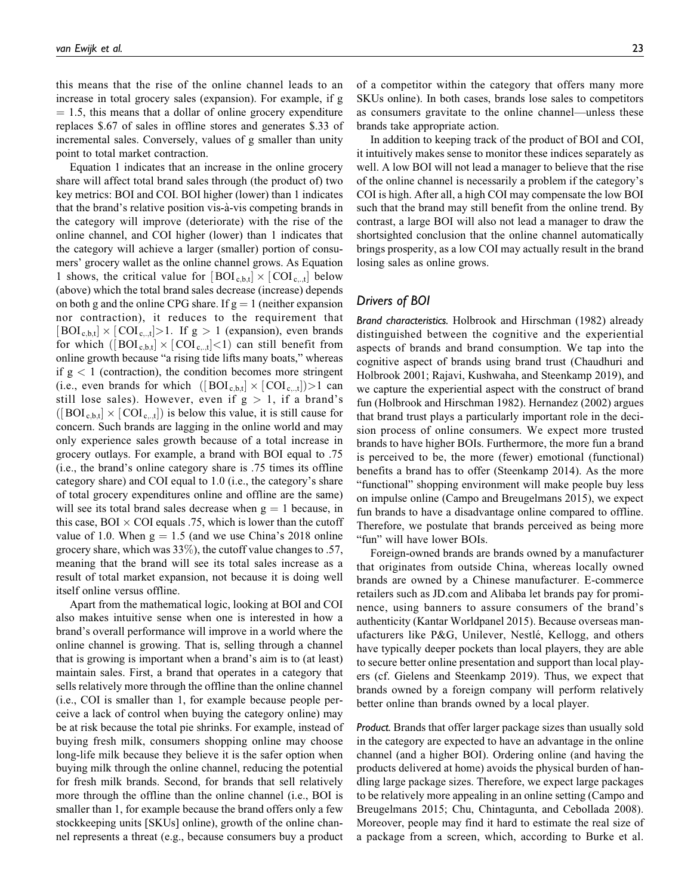this means that the rise of the online channel leads to an increase in total grocery sales (expansion). For example, if $g = 1.5$, this means that a dollar of online grocery expenditure replaces \$.67 of sales in offline stores and generates \$.33 of incremental sales. Conversely, values of g smaller than unity point to total market contraction.

Equation 1 indicates that an increase in the online grocery share will affect total brand sales through (the product of) two key metrics: BOI and COI. BOI higher (lower) than 1 indicates that the brand's relative position vis-à-vis competing brands in the category will improve (deteriorate) with the rise of the online channel, and COI higher (lower) than 1 indicates that the category will achieve a larger (smaller) portion of consumers' grocery wallet as the online channel grows. As Equation 1 shows, the critical value for $[\text{BOI}_{c,b,t}] \times [\text{COI}_{c,.,t}]$ below (above) which the total brand sales decrease (increase) depends on both g and the online CPG share. If $g = 1$ (neither expansion nor contraction), it reduces to the requirement that $[\text{BOI}_{c,b,t}] \times [\text{COI}_{c,.,t}] > 1$. If $g > 1$ (expansion), even brands for which $([\text{BOI}_{c,b,t}] \times [\text{COI}_{c,.,t}] < 1)$ can still benefit from online growth because "a rising tide lifts many boats," whereas if $g < 1$ (contraction), the condition becomes more stringent (i.e., even brands for which $([\text{BOI}_{c,b,t}] \times [\text{COI}_{c,.,t}]) > 1$ can still lose sales). However, even if $g > 1$, if a brand's $([\text{BOI}_{c,b,t}] \times [\text{COI}_{c,.,t}])$ is below this value, it is still cause for concern. Such brands are lagging in the online world and may only experience sales growth because of a total increase in grocery outlays. For example, a brand with BOI equal to .75 (i.e., the brand's online category share is .75 times its offline category share) and COI equal to 1.0 (i.e., the category's share of total grocery expenditures online and offline are the same) will see its total brand sales decrease when $g = 1$ because, in this case, BOI $\times$ COI equals .75, which is lower than the cutoff value of 1.0. When $g = 1.5$ (and we use China's 2018 online grocery share, which was 33%), the cutoff value changes to .57, meaning that the brand will see its total sales increase as a result of total market expansion, not because it is doing well itself online versus offline.

Apart from the mathematical logic, looking at BOI and COI also makes intuitive sense when one is interested in how a brand's overall performance will improve in a world where the online channel is growing. That is, selling through a channel that is growing is important when a brand's aim is to (at least) maintain sales. First, a brand that operates in a category that sells relatively more through the offline than the online channel (i.e., COI is smaller than 1, for example because people perceive a lack of control when buying the category online) may be at risk because the total pie shrinks. For example, instead of buying fresh milk, consumers shopping online may choose long-life milk because they believe it is the safer option when buying milk through the online channel, reducing the potential for fresh milk brands. Second, for brands that sell relatively more through the offline than the online channel (i.e., BOI is smaller than 1, for example because the brand offers only a few stockkeeping units [SKUs] online), growth of the online channel represents a threat (e.g., because consumers buy a product of a competitor within the category that offers many more SKUs online). In both cases, brands lose sales to competitors as consumers gravitate to the online channel—unless these brands take appropriate action.

In addition to keeping track of the product of BOI and COI, it intuitively makes sense to monitor these indices separately as well. A low BOI will not lead a manager to believe that the rise of the online channel is necessarily a problem if the category's COI is high. After all, a high COI may compensate the low BOI such that the brand may still benefit from the online trend. By contrast, a large BOI will also not lead a manager to draw the shortsighted conclusion that the online channel automatically brings prosperity, as a low COI may actually result in the brand losing sales as online grows.

## Drivers of BOI

*Brand characteristics.* Holbrook and Hirschman (1982) already distinguished between the cognitive and the experiential aspects of brands and brand consumption. We tap into the cognitive aspect of brands using brand trust (Chaudhuri and Holbrook 2001; Rajavi, Kushwaha, and Steenkamp 2019), and we capture the experiential aspect with the construct of brand fun (Holbrook and Hirschman 1982). Hernandez (2002) argues that brand trust plays a particularly important role in the decision process of online consumers. We expect more trusted brands to have higher BOIs. Furthermore, the more fun a brand is perceived to be, the more (fewer) emotional (functional) benefits a brand has to offer (Steenkamp 2014). As the more "functional" shopping environment will make people buy less on impulse online (Campo and Breugelmans 2015), we expect fun brands to have a disadvantage online compared to offline. Therefore, we postulate that brands perceived as being more "fun" will have lower BOIs.

Foreign-owned brands are brands owned by a manufacturer that originates from outside China, whereas locally owned brands are owned by a Chinese manufacturer. E-commerce retailers such as JD.com and Alibaba let brands pay for prominence, using banners to assure consumers of the brand's authenticity (Kantar Worldpanel 2015). Because overseas manufacturers like P&G, Unilever, Nestlé, Kellogg, and others have typically deeper pockets than local players, they are able to secure better online presentation and support than local players (cf. Gielens and Steenkamp 2019). Thus, we expect that brands owned by a foreign company will perform relatively better online than brands owned by a local player.

*Product.* Brands that offer larger package sizes than usually sold in the category are expected to have an advantage in the online channel (and a higher BOI). Ordering online (and having the products delivered at home) avoids the physical burden of handling large package sizes. Therefore, we expect large packages to be relatively more appealing in an online setting (Campo and Breugelmans 2015; Chu, Chintagunta, and Cebollada 2008). Moreover, people may find it hard to estimate the real size of a package from a screen, which, according to Burke et al.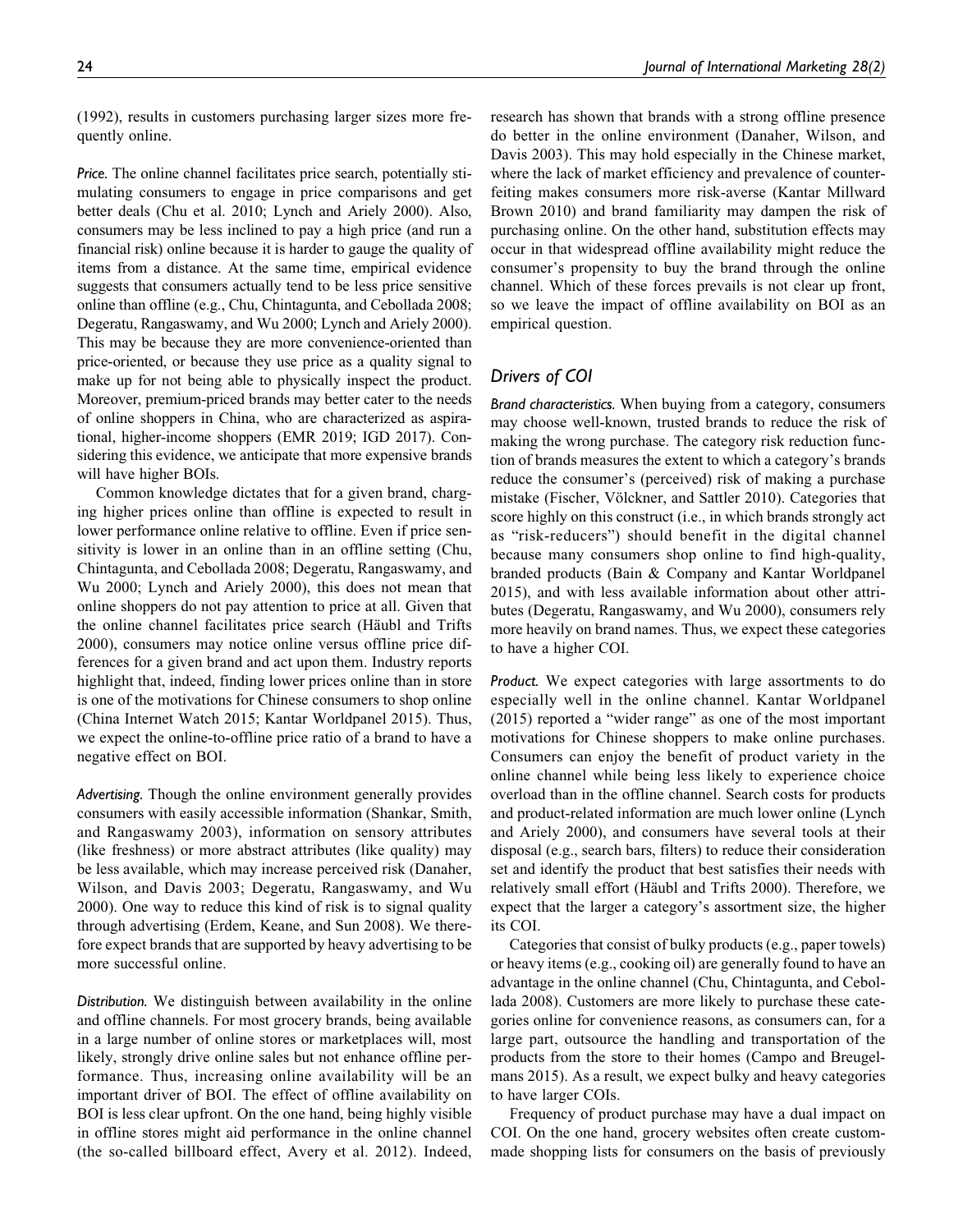(1992), results in customers purchasing larger sizes more frequently online.

*Price.* The online channel facilitates price search, potentially stimulating consumers to engage in price comparisons and get better deals (Chu et al. 2010; Lynch and Ariely 2000). Also, consumers may be less inclined to pay a high price (and run a financial risk) online because it is harder to gauge the quality of items from a distance. At the same time, empirical evidence suggests that consumers actually tend to be less price sensitive online than offline (e.g., Chu, Chintagunta, and Cebollada 2008; Degeratu, Rangaswamy, and Wu 2000; Lynch and Ariely 2000). This may be because they are more convenience-oriented than price-oriented, or because they use price as a quality signal to make up for not being able to physically inspect the product. Moreover, premium-priced brands may better cater to the needs of online shoppers in China, who are characterized as aspirational, higher-income shoppers (EMR 2019; IGD 2017). Considering this evidence, we anticipate that more expensive brands will have higher BOIs.

Common knowledge dictates that for a given brand, charging higher prices online than offline is expected to result in lower performance online relative to offline. Even if price sensitivity is lower in an online than in an offline setting (Chu, Chintagunta, and Cebollada 2008; Degeratu, Rangaswamy, and Wu 2000; Lynch and Ariely 2000), this does not mean that online shoppers do not pay attention to price at all. Given that the online channel facilitates price search (Häubl and Trifts 2000), consumers may notice online versus offline price differences for a given brand and act upon them. Industry reports highlight that, indeed, finding lower prices online than in store is one of the motivations for Chinese consumers to shop online (China Internet Watch 2015; Kantar Worldpanel 2015). Thus, we expect the online-to-offline price ratio of a brand to have a negative effect on BOI.

*Advertising.* Though the online environment generally provides consumers with easily accessible information (Shankar, Smith, and Rangaswamy 2003), information on sensory attributes (like freshness) or more abstract attributes (like quality) may be less available, which may increase perceived risk (Danaher, Wilson, and Davis 2003; Degeratu, Rangaswamy, and Wu 2000). One way to reduce this kind of risk is to signal quality through advertising (Erdem, Keane, and Sun 2008). We therefore expect brands that are supported by heavy advertising to be more successful online.

*Distribution.* We distinguish between availability in the online and offline channels. For most grocery brands, being available in a large number of online stores or marketplaces will, most likely, strongly drive online sales but not enhance offline performance. Thus, increasing online availability will be an important driver of BOI. The effect of offline availability on BOI is less clear upfront. On the one hand, being highly visible in offline stores might aid performance in the online channel (the so-called billboard effect, Avery et al. 2012). Indeed, research has shown that brands with a strong offline presence do better in the online environment (Danaher, Wilson, and Davis 2003). This may hold especially in the Chinese market, where the lack of market efficiency and prevalence of counterfeiting makes consumers more risk-averse (Kantar Millward Brown 2010) and brand familiarity may dampen the risk of purchasing online. On the other hand, substitution effects may occur in that widespread offline availability might reduce the consumer's propensity to buy the brand through the online channel. Which of these forces prevails is not clear up front, so we leave the impact of offline availability on BOI as an empirical question.

## Drivers of COI

*Brand characteristics.* When buying from a category, consumers may choose well-known, trusted brands to reduce the risk of making the wrong purchase. The category risk reduction function of brands measures the extent to which a category's brands reduce the consumer's (perceived) risk of making a purchase mistake (Fischer, Völckner, and Sattler 2010). Categories that score highly on this construct (i.e., in which brands strongly act as "risk-reducers") should benefit in the digital channel because many consumers shop online to find high-quality, branded products (Bain & Company and Kantar Worldpanel 2015), and with less available information about other attributes (Degeratu, Rangaswamy, and Wu 2000), consumers rely more heavily on brand names. Thus, we expect these categories to have a higher COI.

*Product.* We expect categories with large assortments to do especially well in the online channel. Kantar Worldpanel (2015) reported a "wider range" as one of the most important motivations for Chinese shoppers to make online purchases. Consumers can enjoy the benefit of product variety in the online channel while being less likely to experience choice overload than in the offline channel. Search costs for products and product-related information are much lower online (Lynch and Ariely 2000), and consumers have several tools at their disposal (e.g., search bars, filters) to reduce their consideration set and identify the product that best satisfies their needs with relatively small effort (Häubl and Trifts 2000). Therefore, we expect that the larger a category's assortment size, the higher its COI.

Categories that consist of bulky products (e.g., paper towels) or heavy items (e.g., cooking oil) are generally found to have an advantage in the online channel (Chu, Chintagunta, and Cebollada 2008). Customers are more likely to purchase these categories online for convenience reasons, as consumers can, for a large part, outsource the handling and transportation of the products from the store to their homes (Campo and Breugelmans 2015). As a result, we expect bulky and heavy categories to have larger COIs.

Frequency of product purchase may have a dual impact on COI. On the one hand, grocery websites often create custom-made shopping lists for consumers on the basis of previously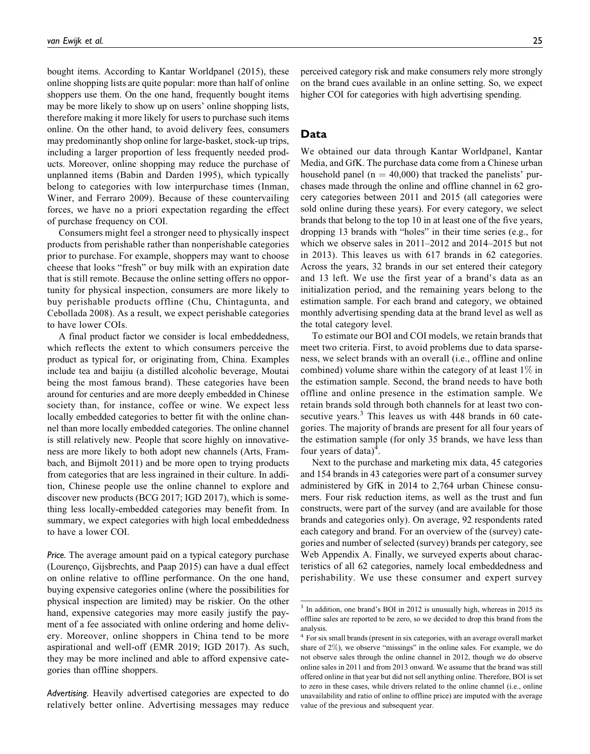bought items. According to Kantar Worldpanel (2015), these online shopping lists are quite popular: more than half of online shoppers use them. On the one hand, frequently bought items may be more likely to show up on users' online shopping lists, therefore making it more likely for users to purchase such items online. On the other hand, to avoid delivery fees, consumers may predominantly shop online for large-basket, stock-up trips, including a larger proportion of less frequently needed products. Moreover, online shopping may reduce the purchase of unplanned items (Babin and Darden 1995), which typically belong to categories with low interpurchase times (Inman, Winer, and Ferraro 2009). Because of these countervailing forces, we have no a priori expectation regarding the effect of purchase frequency on COI.

Consumers might feel a stronger need to physically inspect products from perishable rather than nonperishable categories prior to purchase. For example, shoppers may want to choose cheese that looks "fresh" or buy milk with an expiration date that is still remote. Because the online setting offers no opportunity for physical inspection, consumers are more likely to buy perishable products offline (Chu, Chintagunta, and Cebollada 2008). As a result, we expect perishable categories to have lower COIs.

A final product factor we consider is local embeddedness, which reflects the extent to which consumers perceive the product as typical for, or originating from, China. Examples include tea and baijiu (a distilled alcoholic beverage, Moutai being the most famous brand). These categories have been around for centuries and are more deeply embedded in Chinese society than, for instance, coffee or wine. We expect less locally embedded categories to better fit with the online channel than more locally embedded categories. The online channel is still relatively new. People that score highly on innovativeness are more likely to both adopt new channels (Arts, Frambach, and Bijmolt 2011) and be more open to trying products from categories that are less ingrained in their culture. In addition, Chinese people use the online channel to explore and discover new products (BCG 2017; IGD 2017), which is something less locally-embedded categories may benefit from. In summary, we expect categories with high local embeddedness to have a lower COI.

*Price.* The average amount paid on a typical category purchase (Lourenço, Gijsbrechts, and Paap 2015) can have a dual effect on online relative to offline performance. On the one hand, buying expensive categories online (where the possibilities for physical inspection are limited) may be riskier. On the other hand, expensive categories may more easily justify the payment of a fee associated with online ordering and home delivery. Moreover, online shoppers in China tend to be more aspirational and well-off (EMR 2019; IGD 2017). As such, they may be more inclined and able to afford expensive categories than offline shoppers.

*Advertising.* Heavily advertised categories are expected to do relatively better online. Advertising messages may reduce perceived category risk and make consumers rely more strongly on the brand cues available in an online setting. So, we expect higher COI for categories with high advertising spending.

## Data

We obtained our data through Kantar Worldpanel, Kantar Media, and GfK. The purchase data come from a Chinese urban household panel ($n = 40{,}000$) that tracked the panelists' purchases made through the online and offline channel in 62 grocery categories between 2011 and 2015 (all categories were sold online during these years). For every category, we select brands that belong to the top 10 in at least one of the five years, dropping 13 brands with "holes" in their time series (e.g., for which we observe sales in 2011–2012 and 2014–2015 but not in 2013). This leaves us with 617 brands in 62 categories. Across the years, 32 brands in our set entered their category and 13 left. We use the first year of a brand's data as an initialization period, and the remaining years belong to the estimation sample. For each brand and category, we obtained monthly advertising spending data at the brand level as well as the total category level.

To estimate our BOI and COI models, we retain brands that meet two criteria. First, to avoid problems due to data sparseness, we select brands with an overall (i.e., offline and online combined) volume share within the category of at least 1% in the estimation sample. Second, the brand needs to have both offline and online presence in the estimation sample. We retain brands sold through both channels for at least two consecutive years.[3] This leaves us with 448 brands in 60 categories. The majority of brands are present for all four years of the estimation sample (for only 35 brands, we have less than four years of data)[4].

Next to the purchase and marketing mix data, 45 categories and 154 brands in 43 categories were part of a consumer survey administered by GfK in 2014 to 2,764 urban Chinese consumers. Four risk reduction items, as well as the trust and fun constructs, were part of the survey (and are available for those brands and categories only). On average, 92 respondents rated each category and brand. For an overview of the (survey) categories and number of selected (survey) brands per category, see Web Appendix A. Finally, we surveyed experts about characteristics of all 62 categories, namely local embeddedness and perishability. We use these consumer and expert survey

[3] In addition, one brand's BOI in 2012 is unusually high, whereas in 2015 its offline sales are reported to be zero, so we decided to drop this brand from the analysis.

[4] For six small brands (present in six categories, with an average overall market share of 2%), we observe "missings" in the online sales. For example, we do not observe sales through the online channel in 2012, though we do observe online sales in 2011 and from 2013 onward. We assume that the brand was still offered online in that year but did not sell anything online. Therefore, BOI is set to zero in these cases, while drivers related to the online channel (i.e., online unavailability and ratio of online to offline price) are imputed with the average value of the previous and subsequent year.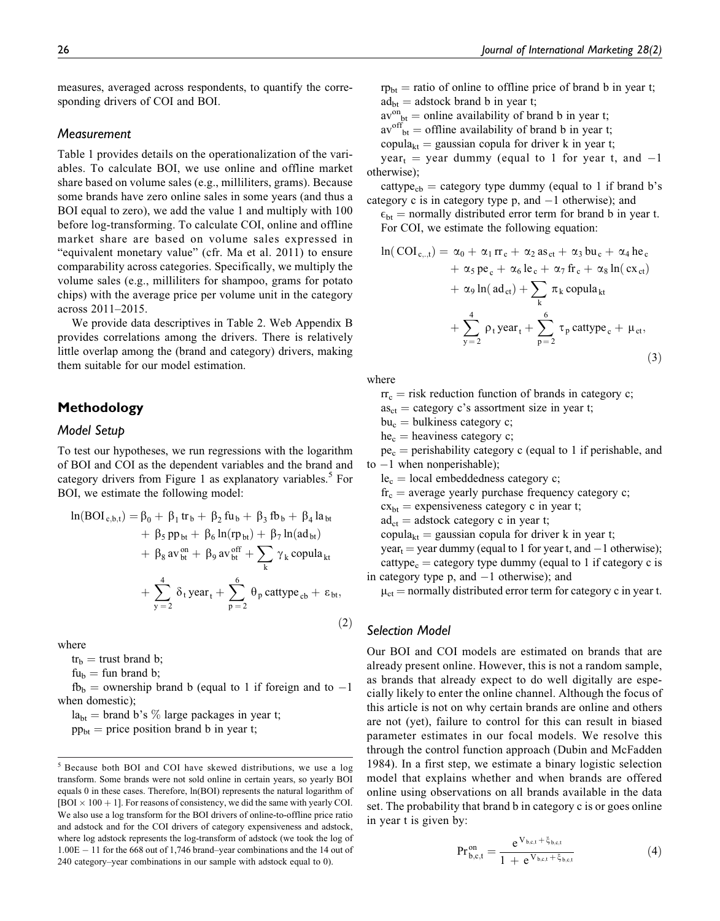measures, averaged across respondents, to quantify the corresponding drivers of COI and BOI.

### Measurement

Table 1 provides details on the operationalization of the variables. To calculate BOI, we use online and offline market share based on volume sales (e.g., milliliters, grams). Because some brands have zero online sales in some years (and thus a BOI equal to zero), we add the value 1 and multiply with 100 before log-transforming. To calculate COI, online and offline market share are based on volume sales expressed in "equivalent monetary value" (cfr. Ma et al. 2011) to ensure comparability across categories. Specifically, we multiply the volume sales (e.g., milliliters for shampoo, grams for potato chips) with the average price per volume unit in the category across 2011–2015.

We provide data descriptives in Table 2. Web Appendix B provides correlations among the drivers. There is relatively little overlap among the (brand and category) drivers, making them suitable for our model estimation.

## Methodology

### Model Setup

To test our hypotheses, we run regressions with the logarithm of BOI and COI as the dependent variables and the brand and category drivers from Figure 1 as explanatory variables.[5] For BOI, we estimate the following model:

$$\begin{aligned}\ln(\mathrm{BOI}_{c,b,t}) = {} & \beta_0 + \beta_1 \,\mathrm{tr}_b + \beta_2 \,\mathrm{fu}_b + \beta_3 \,\mathrm{fb}_b + \beta_4 \,\mathrm{la}_{bt} \\ & + \beta_5 \,\mathrm{pp}_{bt} + \beta_6 \ln(\mathrm{rp}_{bt}) + \beta_7 \ln(\mathrm{ad}_{bt}) \\ & + \beta_8 \,\mathrm{av}^{on}_{bt} + \beta_9 \,\mathrm{av}^{off}_{bt} + \sum_k \gamma_k \,\mathrm{copula}_{kt} \\ & + \sum_{y=2}^{4} \delta_t \,\mathrm{year}_t + \sum_{p=2}^{6} \theta_p \,\mathrm{cattype}_{cb} + \varepsilon_{bt},\end{aligned} \tag{2}$$

where

$\mathrm{tr}_b$ = trust brand b;

$\mathrm{fu}_b$ = fun brand b;

$\mathrm{fb}_b$ = ownership brand b (equal to 1 if foreign and to −1 when domestic);

$\mathrm{la}_{bt}$ = brand b's % large packages in year t;

$\mathrm{pp}_{bt}$ = price position brand b in year t;

$\mathrm{rp}_{bt}$ = ratio of online to offline price of brand b in year t;

$\mathrm{ad}_{bt}$ = adstock brand b in year t;

$\mathrm{av}^{on}_{bt}$ = online availability of brand b in year t;

$\mathrm{av}^{off}_{bt}$ = offline availability of brand b in year t;

$\mathrm{copula}_{kt}$ = gaussian copula for driver k in year t;

$\mathrm{year}_t$ = year dummy (equal to 1 for year t, and −1 otherwise);

$\mathrm{cattype}_{cb}$ = category type dummy (equal to 1 if brand b's category c is in category type p, and −1 otherwise); and

$\epsilon_{bt}$ = normally distributed error term for brand b in year t.

For COI, we estimate the following equation:

$$\begin{aligned}\ln(\mathrm{COI}_{c,.,t}) = {} & \alpha_0 + \alpha_1 \,\mathrm{rr}_c + \alpha_2 \,\mathrm{as}_{ct} + \alpha_3 \,\mathrm{bu}_c + \alpha_4 \,\mathrm{he}_c \\ & + \alpha_5 \,\mathrm{pe}_c + \alpha_6 \,\mathrm{le}_c + \alpha_7 \,\mathrm{fr}_c + \alpha_8 \ln(\mathrm{cx}_{ct}) \\ & + \alpha_9 \ln(\mathrm{ad}_{ct}) + \sum_k \pi_k \,\mathrm{copula}_{kt} \\ & + \sum_{y=2}^{4} \rho_t \,\mathrm{year}_t + \sum_{p=2}^{6} \tau_p \,\mathrm{cattype}_c + \mu_{ct},\end{aligned} \tag{3}$$

where

$\mathrm{rr}_c$ = risk reduction function of brands in category c;

$\mathrm{as}_{ct}$ = category c's assortment size in year t;

$\mathrm{bu}_c$ = bulkiness category c;

$\mathrm{he}_c$ = heaviness category c;

$\mathrm{pe}_c$ = perishability category c (equal to 1 if perishable, and to −1 when nonperishable);

$\mathrm{le}_c$ = local embeddedness category c;

$\mathrm{fr}_c$ = average yearly purchase frequency category c;

$\mathrm{cx}_{bt}$ = expensiveness category c in year t;

$\mathrm{ad}_{ct}$ = adstock category c in year t;

$\mathrm{copula}_{kt}$ = gaussian copula for driver k in year t;

$\mathrm{year}_t$ = year dummy (equal to 1 for year t, and −1 otherwise);

$\mathrm{cattype}_c$ = category type dummy (equal to 1 if category c is in category type p, and −1 otherwise); and

$\mu_{ct}$ = normally distributed error term for category c in year t.

### Selection Model

Our BOI and COI models are estimated on brands that are already present online. However, this is not a random sample, as brands that already expect to do well digitally are especially likely to enter the online channel. Although the focus of this article is not on why certain brands are online and others are not (yet), failure to control for this can result in biased parameter estimates in our focal models. We resolve this through the control function approach (Dubin and McFadden 1984). In a first step, we estimate a binary logistic selection model that explains whether and when brands are offered online using observations on all brands available in the data set. The probability that brand b in category c is or goes online in year t is given by:

$$\mathrm{Pr}^{on}_{b,c,t} = \frac{e^{V_{b,c,t} + \xi_{b,c,t}}}{1 + e^{V_{b,c,t} + \xi_{b,c,t}}} \tag{4}$$

---

[5] Because both BOI and COI have skewed distributions, we use a log transform. Some brands were not sold online in certain years, so yearly BOI equals 0 in these cases. Therefore, ln(BOI) represents the natural logarithm of [BOI × 100 + 1]. For reasons of consistency, we did the same with yearly COI. We also use a log transform for the BOI drivers of online-to-offline price ratio and adstock and for the COI drivers of category expensiveness and adstock, where log adstock represents the log-transform of adstock (we took the log of 1.00E − 11 for the 668 out of 1,746 brand–year combinations and the 14 out of 240 category–year combinations in our sample with adstock equal to 0).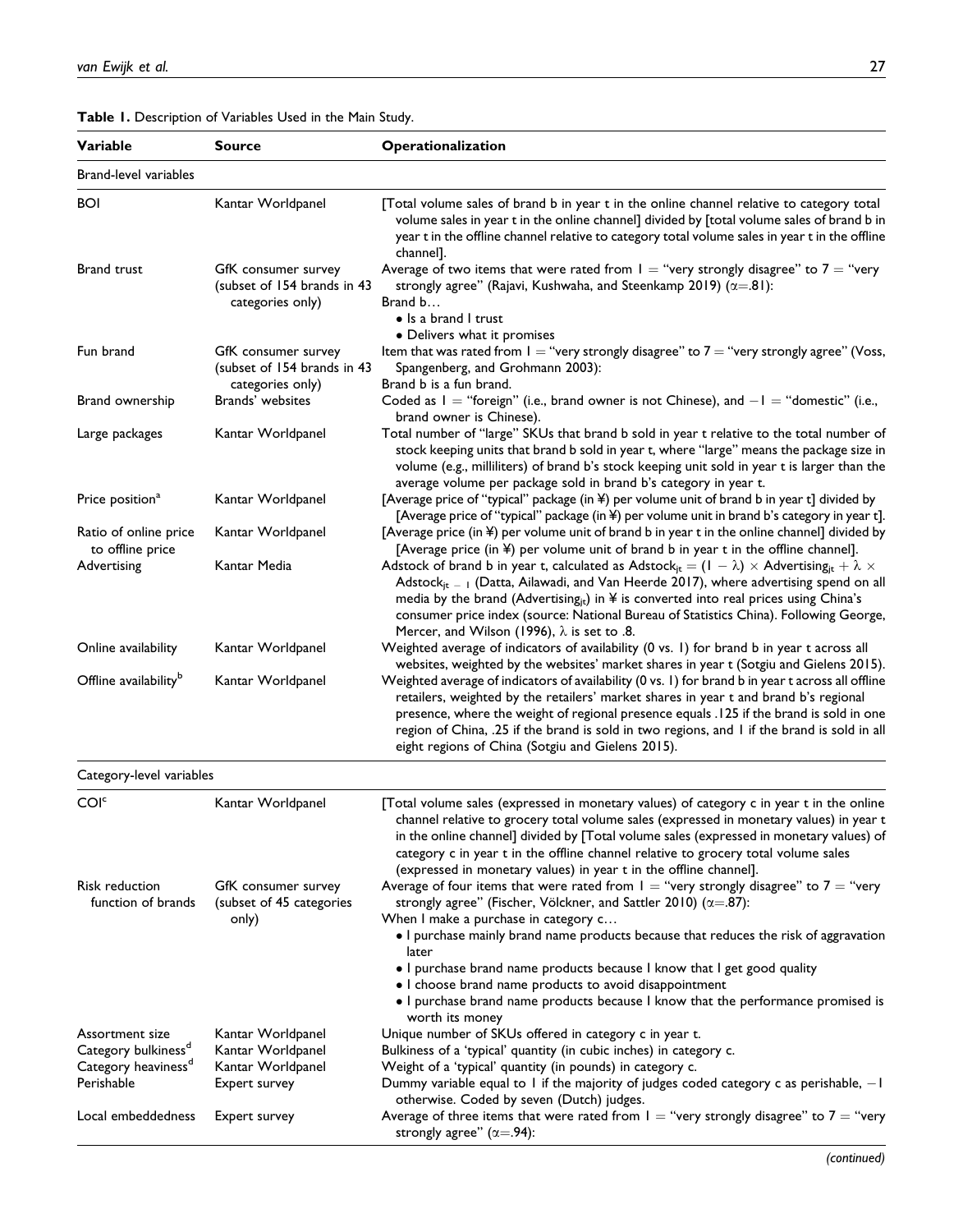**Table 1.** Description of Variables Used in the Main Study.

| Variable | Source | Operationalization |
|---|---|---|
| Brand-level variables | | |
| BOI | Kantar Worldpanel | [Total volume sales of brand b in year t in the online channel relative to category total volume sales in year t in the online channel] divided by [total volume sales of brand b in year t in the offline channel relative to category total volume sales in year t in the offline channel]. |
| Brand trust | GfK consumer survey (subset of 154 brands in 43 categories only) | Average of two items that were rated from 1 = "very strongly disagree" to 7 = "very strongly agree" (Rajavi, Kushwaha, and Steenkamp 2019) ($\alpha$=.81): Brand b… • Is a brand I trust • Delivers what it promises |
| Fun brand | GfK consumer survey (subset of 154 brands in 43 categories only) | Item that was rated from 1 = "very strongly disagree" to 7 = "very strongly agree" (Voss, Spangenberg, and Grohmann 2003): Brand b is a fun brand. |
| Brand ownership | Brands' websites | Coded as 1 = "foreign" (i.e., brand owner is not Chinese), and −1 = "domestic" (i.e., brand owner is Chinese). |
| Large packages | Kantar Worldpanel | Total number of "large" SKUs that brand b sold in year t relative to the total number of stock keeping units that brand b sold in year t, where "large" means the package size in volume (e.g., milliliters) of brand b's stock keeping unit sold in year t is larger than the average volume per package sold in brand b's category in year t. |
| Price position[a] | Kantar Worldpanel | [Average price of "typical" package (in ¥) per volume unit of brand b in year t] divided by [Average price of "typical" package (in ¥) per volume unit in brand b's category in year t]. |
| Ratio of online price to offline price | Kantar Worldpanel | [Average price (in ¥) per volume unit of brand b in year t in the online channel] divided by [Average price (in ¥) per volume unit of brand b in year t in the offline channel]. |
| Advertising | Kantar Media | Adstock of brand b in year t, calculated as $\text{Adstock}_{jt} = (1 - \lambda) \times \text{Advertising}_{jt} + \lambda \times \text{Adstock}_{jt-1}$ (Datta, Ailawadi, and Van Heerde 2017), where advertising spend on all media by the brand ($\text{Advertising}_{jt}$) in ¥ is converted into real prices using China's consumer price index (source: National Bureau of Statistics China). Following George, Mercer, and Wilson (1996), $\lambda$ is set to .8. |
| Online availability | Kantar Worldpanel | Weighted average of indicators of availability (0 vs. 1) for brand b in year t across all websites, weighted by the websites' market shares in year t (Sotgiu and Gielens 2015). |
| Offline availability[b] | Kantar Worldpanel | Weighted average of indicators of availability (0 vs. 1) for brand b in year t across all offline retailers, weighted by the retailers' market shares in year t and brand b's regional presence, where the weight of regional presence equals .125 if the brand is sold in one region of China, .25 if the brand is sold in two regions, and 1 if the brand is sold in all eight regions of China (Sotgiu and Gielens 2015). |
| Category-level variables | | |
| COI[c] | Kantar Worldpanel | [Total volume sales (expressed in monetary values) of category c in year t in the online channel relative to grocery total volume sales (expressed in monetary values) in year t in the online channel] divided by [Total volume sales (expressed in monetary values) of category c in year t in the offline channel relative to grocery total volume sales (expressed in monetary values) in year t in the offline channel]. |
| Risk reduction function of brands | GfK consumer survey (subset of 45 categories only) | Average of four items that were rated from 1 = "very strongly disagree" to 7 = "very strongly agree" (Fischer, Völckner, and Sattler 2010) ($\alpha$=.87): When I make a purchase in category c… • I purchase mainly brand name products because that reduces the risk of aggravation later • I purchase brand name products because I know that I get good quality • I choose brand name products to avoid disappointment • I purchase brand name products because I know that the performance promised is worth its money |
| Assortment size | Kantar Worldpanel | Unique number of SKUs offered in category c in year t. |
| Category bulkiness[d] | Kantar Worldpanel | Bulkiness of a 'typical' quantity (in cubic inches) in category c. |
| Category heaviness[d] | Kantar Worldpanel | Weight of a 'typical' quantity (in pounds) in category c. |
| Perishable | Expert survey | Dummy variable equal to 1 if the majority of judges coded category c as perishable, −1 otherwise. Coded by seven (Dutch) judges. |
| Local embeddedness | Expert survey | Average of three items that were rated from 1 = "very strongly disagree" to 7 = "very strongly agree" ($\alpha$=.94): |

*(continued)*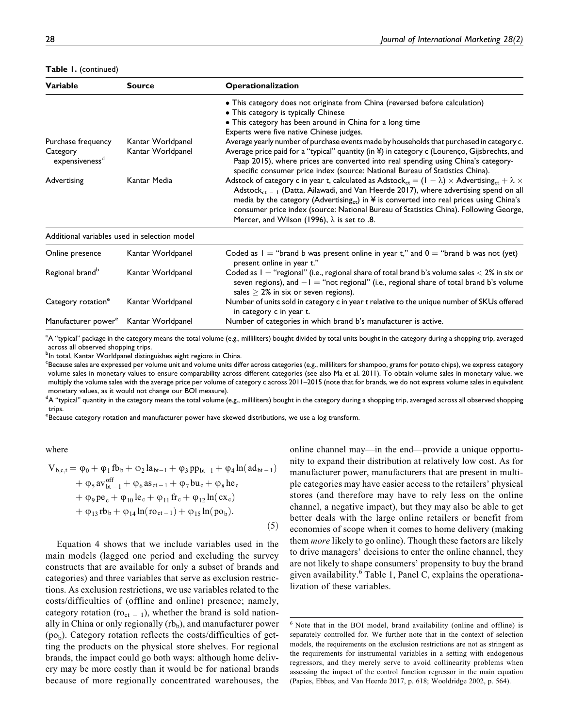**Table 1.** (continued)

| Variable | Source | Operationalization |
|---|---|---|
| | | • This category does not originate from China (reversed before calculation)<br>• This category is typically Chinese<br>• This category has been around in China for a long time<br>Experts were five native Chinese judges. |
| Purchase frequency | Kantar Worldpanel | Average yearly number of purchase events made by households that purchased in category c. |
| Category expensiveness[d] | Kantar Worldpanel | Average price paid for a "typical" quantity (in ¥) in category c (Lourenço, Gijsbrechts, and Paap 2015), where prices are converted into real spending using China's category-specific consumer price index (source: National Bureau of Statistics China). |
| Advertising | Kantar Media | Adstock of category c in year t, calculated as $\text{Adstock}_{ct} = (1 - \lambda) \times \text{Advertising}_{ct} + \lambda \times \text{Adstock}_{ct-1}$ (Datta, Ailawadi, and Van Heerde 2017), where advertising spend on all media by the category ($\text{Advertising}_{ct}$) in ¥ is converted into real prices using China's consumer price index (source: National Bureau of Statistics China). Following George, Mercer, and Wilson (1996), $\lambda$ is set to .8. |
| Additional variables used in selection model | | |
| Online presence | Kantar Worldpanel | Coded as 1 = "brand b was present online in year t," and 0 = "brand b was not (yet) present online in year t." |
| Regional brand[b] | Kantar Worldpanel | Coded as 1 = "regional" (i.e., regional share of total brand b's volume sales < 2% in six or seven regions), and −1 = "not regional" (i.e., regional share of total brand b's volume sales ≥ 2% in six or seven regions). |
| Category rotation[e] | Kantar Worldpanel | Number of units sold in category c in year t relative to the unique number of SKUs offered in category c in year t. |
| Manufacturer power[e] | Kantar Worldpanel | Number of categories in which brand b's manufacturer is active. |

[a]A "typical" package in the category means the total volume (e.g., milliliters) bought divided by total units bought in the category during a shopping trip, averaged across all observed shopping trips.
[b]In total, Kantar Worldpanel distinguishes eight regions in China.
[c]Because sales are expressed per volume unit and volume units differ across categories (e.g., milliliters for shampoo, grams for potato chips), we express category volume sales in monetary values to ensure comparability across different categories (see also Ma et al. 2011). To obtain volume sales in monetary value, we multiply the volume sales with the average price per volume of category c across 2011–2015 (note that for brands, we do not express volume sales in equivalent monetary values, as it would not change our BOI measure).
[d]A "typical" quantity in the category means the total volume (e.g., milliliters) bought in the category during a shopping trip, averaged across all observed shopping trips.
[e]Because category rotation and manufacturer power have skewed distributions, we use a log transform.

where

$$
\begin{aligned}
V_{b,c,t} = {} & \varphi_0 + \varphi_1 \text{fb}_b + \varphi_2 \text{la}_{bt-1} + \varphi_3 \text{pp}_{bt-1} + \varphi_4 \ln(\text{ad}_{bt-1}) \\
& + \varphi_5 \text{av}_{bt-1}^{\text{off}} + \varphi_6 \text{as}_{ct-1} + \varphi_7 \text{bu}_c + \varphi_8 \text{he}_c \\
& + \varphi_9 \text{pe}_c + \varphi_{10} \text{le}_c + \varphi_{11} \text{fr}_c + \varphi_{12} \ln(\text{cx}_c) \\
& + \varphi_{13} \text{rb}_b + \varphi_{14} \ln(\text{ro}_{ct-1}) + \varphi_{15} \ln(\text{po}_b).
\end{aligned} \tag{5}
$$

Equation 4 shows that we include variables used in the main models (lagged one period and excluding the survey constructs that are available for only a subset of brands and categories) and three variables that serve as exclusion restrictions. As exclusion restrictions, we use variables related to the costs/difficulties of (offline and online) presence; namely, category rotation ($\text{ro}_{ct-1}$), whether the brand is sold nationally in China or only regionally ($\text{rb}_b$), and manufacturer power ($\text{po}_b$). Category rotation reflects the costs/difficulties of getting the products on the physical store shelves. For regional brands, the impact could go both ways: although home delivery may be more costly than it would be for national brands because of more regionally concentrated warehouses, the online channel may—in the end—provide a unique opportunity to expand their distribution at relatively low cost. As for manufacturer power, manufacturers that are present in multiple categories may have easier access to the retailers' physical stores (and therefore may have to rely less on the online channel, a negative impact), but they may also be able to get better deals with the large online retailers or benefit from economies of scope when it comes to home delivery (making them *more* likely to go online). Though these factors are likely to drive managers' decisions to enter the online channel, they are not likely to shape consumers' propensity to buy the brand given availability.[6] Table 1, Panel C, explains the operationalization of these variables.

[6] Note that in the BOI model, brand availability (online and offline) is separately controlled for. We further note that in the context of selection models, the requirements on the exclusion restrictions are not as stringent as the requirements for instrumental variables in a setting with endogenous regressors, and they merely serve to avoid collinearity problems when assessing the impact of the control function regressor in the main equation (Papies, Ebbes, and Van Heerde 2017, p. 618; Wooldridge 2002, p. 564).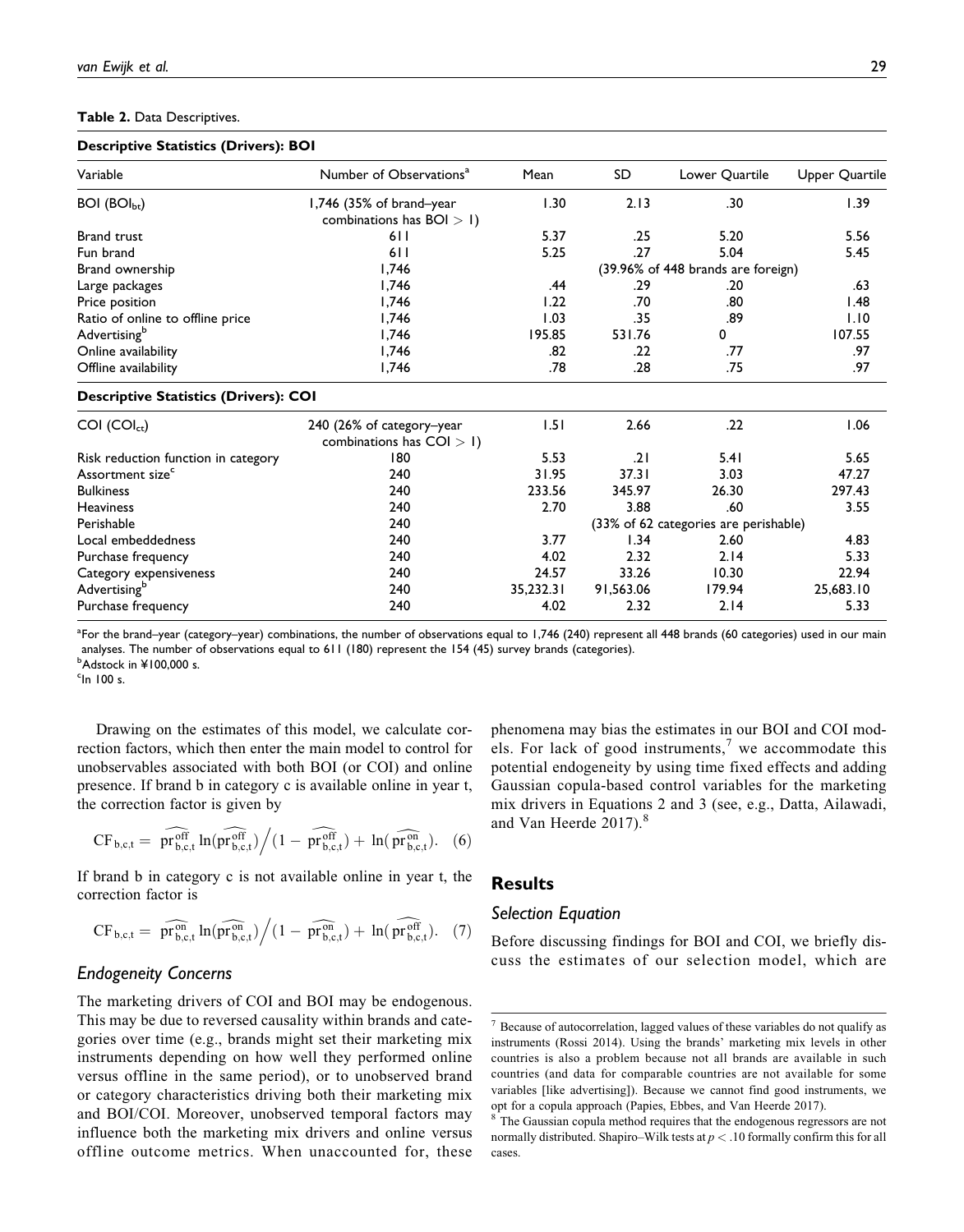**Table 2.** Data Descriptives.

| **Descriptive Statistics (Drivers): BOI** | | | | | |
|---|---|---|---|---|---|
| Variable | Number of Observations[a] | Mean | SD | Lower Quartile | Upper Quartile |
| BOI ($BOI_{bt}$) | 1,746 (35% of brand–year combinations has BOI > 1) | 1.30 | 2.13 | .30 | 1.39 |
| Brand trust | 611 | 5.37 | .25 | 5.20 | 5.56 |
| Fun brand | 611 | 5.25 | .27 | 5.04 | 5.45 |
| Brand ownership | 1,746 | (39.96% of 448 brands are foreign) | | | |
| Large packages | 1,746 | .44 | .29 | .20 | .63 |
| Price position | 1,746 | 1.22 | .70 | .80 | 1.48 |
| Ratio of online to offline price | 1,746 | 1.03 | .35 | .89 | 1.10 |
| Advertising[b] | 1,746 | 195.85 | 531.76 | 0 | 107.55 |
| Online availability | 1,746 | .82 | .22 | .77 | .97 |
| Offline availability | 1,746 | .78 | .28 | .75 | .97 |
| **Descriptive Statistics (Drivers): COI** | | | | | |
| COI ($COI_{ct}$) | 240 (26% of category–year combinations has COI > 1) | 1.51 | 2.66 | .22 | 1.06 |
| Risk reduction function in category | 180 | 5.53 | .21 | 5.41 | 5.65 |
| Assortment size[c] | 240 | 31.95 | 37.31 | 3.03 | 47.27 |
| Bulkiness | 240 | 233.56 | 345.97 | 26.30 | 297.43 |
| Heaviness | 240 | 2.70 | 3.88 | .60 | 3.55 |
| Perishable | 240 | (33% of 62 categories are perishable) | | | |
| Local embeddedness | 240 | 3.77 | 1.34 | 2.60 | 4.83 |
| Purchase frequency | 240 | 4.02 | 2.32 | 2.14 | 5.33 |
| Category expensiveness | 240 | 24.57 | 33.26 | 10.30 | 22.94 |
| Advertising[b] | 240 | 35,232.31 | 91,563.06 | 179.94 | 25,683.10 |
| Purchase frequency | 240 | 4.02 | 2.32 | 2.14 | 5.33 |

[a]For the brand–year (category–year) combinations, the number of observations equal to 1,746 (240) represent all 448 brands (60 categories) used in our main analyses. The number of observations equal to 611 (180) represent the 154 (45) survey brands (categories).
[b]Adstock in ¥100,000 s.
[c]In 100 s.

Drawing on the estimates of this model, we calculate correction factors, which then enter the main model to control for unobservables associated with both BOI (or COI) and online presence. If brand b in category c is available online in year t, the correction factor is given by

$$CF_{b,c,t} = \widehat{pr^{off}_{b,c,t}} \ln(\widehat{pr^{off}_{b,c,t}}) \Big/ (1 - \widehat{pr^{off}_{b,c,t}}) + \ln(\widehat{pr^{on}_{b,c,t}}). \quad (6)$$

If brand b in category c is not available online in year t, the correction factor is

$$CF_{b,c,t} = \widehat{pr^{on}_{b,c,t}} \ln(\widehat{pr^{on}_{b,c,t}}) \Big/ (1 - \widehat{pr^{on}_{b,c,t}}) + \ln(\widehat{pr^{off}_{b,c,t}}). \quad (7)$$

### *Endogeneity Concerns*

The marketing drivers of COI and BOI may be endogenous. This may be due to reversed causality within brands and categories over time (e.g., brands might set their marketing mix instruments depending on how well they performed online versus offline in the same period), or to unobserved brand or category characteristics driving both their marketing mix and BOI/COI. Moreover, unobserved temporal factors may influence both the marketing mix drivers and online versus offline outcome metrics. When unaccounted for, these phenomena may bias the estimates in our BOI and COI models. For lack of good instruments,[7] we accommodate this potential endogeneity by using time fixed effects and adding Gaussian copula-based control variables for the marketing mix drivers in Equations 2 and 3 (see, e.g., Datta, Ailawadi, and Van Heerde 2017).[8]

## Results

### *Selection Equation*

Before discussing findings for BOI and COI, we briefly discuss the estimates of our selection model, which are

[7] Because of autocorrelation, lagged values of these variables do not qualify as instruments (Rossi 2014). Using the brands' marketing mix levels in other countries is also a problem because not all brands are available in such countries (and data for comparable countries are not available for some variables [like advertising]). Because we cannot find good instruments, we opt for a copula approach (Papies, Ebbes, and Van Heerde 2017).

[8] The Gaussian copula method requires that the endogenous regressors are not normally distributed. Shapiro–Wilk tests at $p < .10$ formally confirm this for all cases.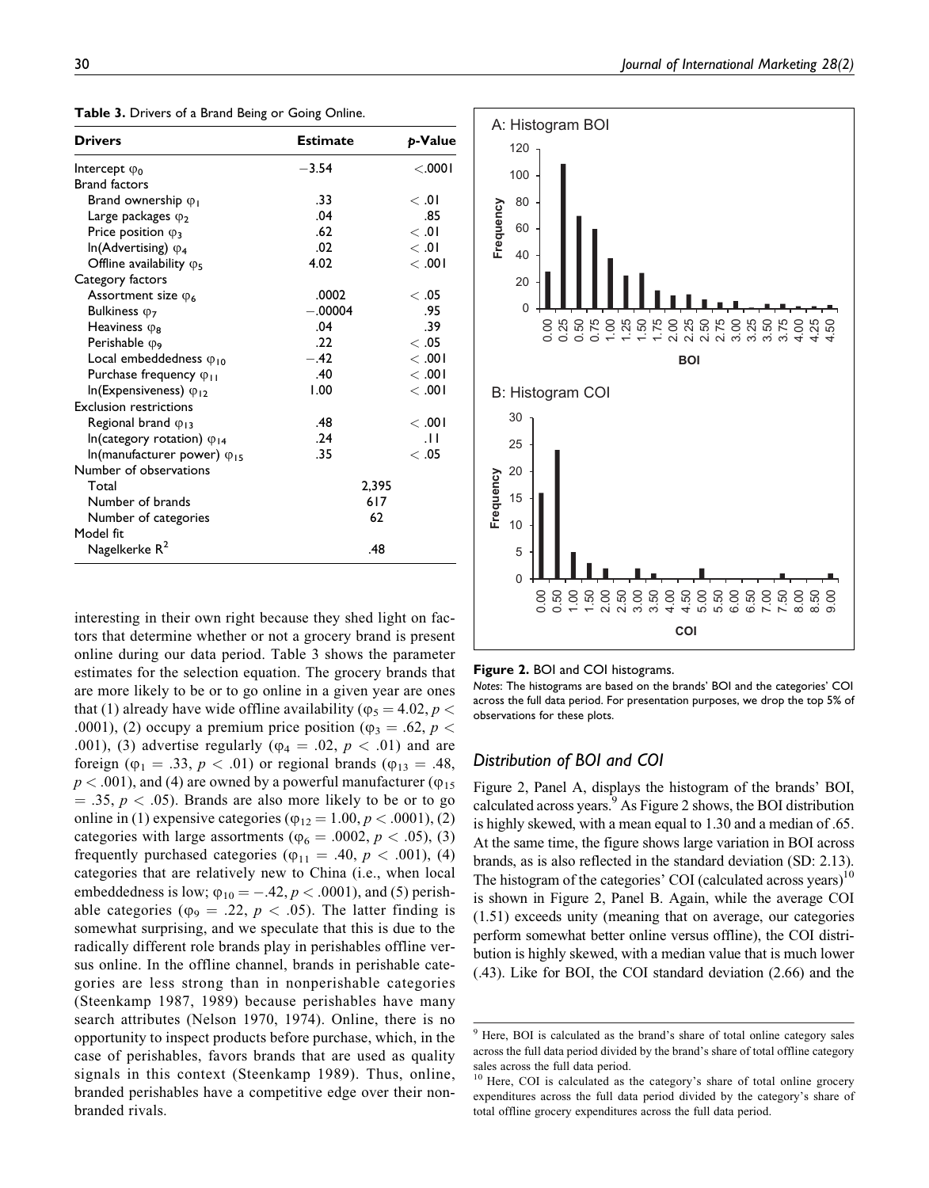**Table 3.** Drivers of a Brand Being or Going Online.

| Drivers | Estimate | p-Value |
|---|---|---|
| Intercept $\varphi_0$ | −3.54 | <.0001 |
| Brand factors | | |
| Brand ownership $\varphi_1$ | .33 | < .01 |
| Large packages $\varphi_2$ | .04 | .85 |
| Price position $\varphi_3$ | .62 | < .01 |
| ln(Advertising) $\varphi_4$ | .02 | < .01 |
| Offline availability $\varphi_5$ | 4.02 | < .001 |
| Category factors | | |
| Assortment size $\varphi_6$ | .0002 | < .05 |
| Bulkiness $\varphi_7$ | −.00004 | .95 |
| Heaviness $\varphi_8$ | .04 | .39 |
| Perishable $\varphi_9$ | .22 | < .05 |
| Local embeddedness $\varphi_{10}$ | −.42 | < .001 |
| Purchase frequency $\varphi_{11}$ | .40 | < .001 |
| ln(Expensiveness) $\varphi_{12}$ | 1.00 | < .001 |
| Exclusion restrictions | | |
| Regional brand $\varphi_{13}$ | .48 | < .001 |
| ln(category rotation) $\varphi_{14}$ | .24 | .11 |
| ln(manufacturer power) $\varphi_{15}$ | .35 | < .05 |
| Number of observations | | |
| Total | 2,395 | |
| Number of brands | 617 | |
| Number of categories | 62 | |
| Model fit | | |
| Nagelkerke $R^2$ | .48 | |

interesting in their own right because they shed light on factors that determine whether or not a grocery brand is present online during our data period. Table 3 shows the parameter estimates for the selection equation. The grocery brands that are more likely to be or to go online in a given year are ones that (1) already have wide offline availability ($\varphi_5 = 4.02$, $p < .0001$), (2) occupy a premium price position ($\varphi_3 = .62$, $p < .001$), (3) advertise regularly ($\varphi_4 = .02$, $p < .01$) and are foreign ($\varphi_1 = .33$, $p < .01$) or regional brands ($\varphi_{13} = .48$, $p < .001$), and (4) are owned by a powerful manufacturer ($\varphi_{15} = .35$, $p < .05$). Brands are also more likely to be or to go online in (1) expensive categories ($\varphi_{12} = 1.00$, $p < .0001$), (2) categories with large assortments ($\varphi_6 = .0002$, $p < .05$), (3) frequently purchased categories ($\varphi_{11} = .40$, $p < .001$), (4) categories that are relatively new to China (i.e., when local embeddedness is low; $\varphi_{10} = -.42$, $p < .0001$), and (5) perishable categories ($\varphi_9 = .22$, $p < .05$). The latter finding is somewhat surprising, and we speculate that this is due to the radically different role brands play in perishables offline versus online. In the offline channel, brands in perishable categories are less strong than in nonperishable categories (Steenkamp 1987, 1989) because perishables have many search attributes (Nelson 1970, 1974). Online, there is no opportunity to inspect products before purchase, which, in the case of perishables, favors brands that are used as quality signals in this context (Steenkamp 1989). Thus, online, branded perishables have a competitive edge over their nonbranded rivals.

**Figure 2.** BOI and COI histograms.

*Notes*: The histograms are based on the brands' BOI and the categories' COI across the full data period. For presentation purposes, we drop the top 5% of observations for these plots.

### Distribution of BOI and COI

Figure 2, Panel A, displays the histogram of the brands' BOI, calculated across years.[9] As Figure 2 shows, the BOI distribution is highly skewed, with a mean equal to 1.30 and a median of .65. At the same time, the figure shows large variation in BOI across brands, as is also reflected in the standard deviation (SD: 2.13). The histogram of the categories' COI (calculated across years)[10] is shown in Figure 2, Panel B. Again, while the average COI (1.51) exceeds unity (meaning that on average, our categories perform somewhat better online versus offline), the COI distribution is highly skewed, with a median value that is much lower (.43). Like for BOI, the COI standard deviation (2.66) and the

[9] Here, BOI is calculated as the brand's share of total online category sales across the full data period divided by the brand's share of total offline category sales across the full data period.

[10] Here, COI is calculated as the category's share of total online grocery expenditures across the full data period divided by the category's share of total offline grocery expenditures across the full data period.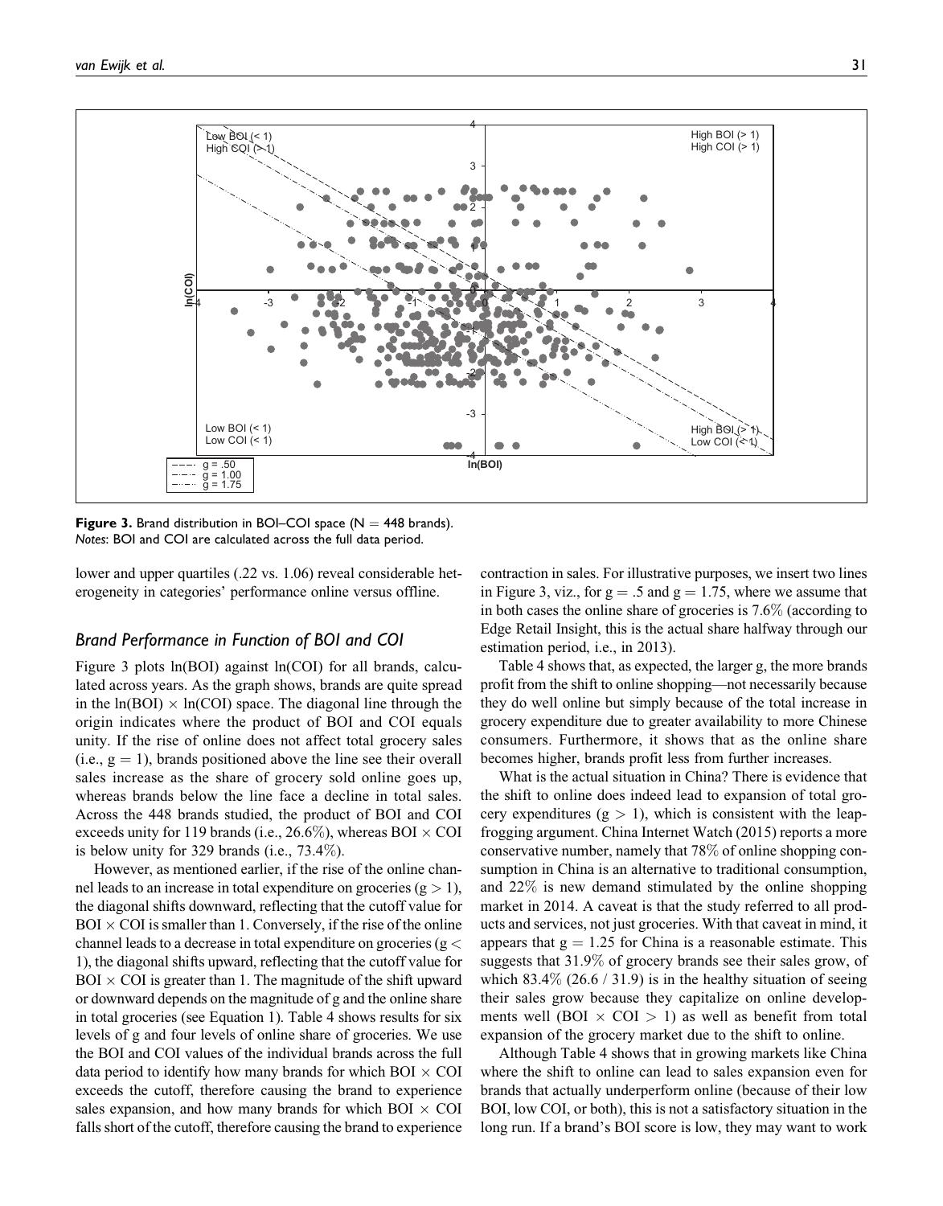**Figure 3.** Brand distribution in BOI–COI space (N = 448 brands).
*Notes*: BOI and COI are calculated across the full data period.

lower and upper quartiles (.22 vs. 1.06) reveal considerable heterogeneity in categories' performance online versus offline.

### Brand Performance in Function of BOI and COI

Figure 3 plots ln(BOI) against ln(COI) for all brands, calculated across years. As the graph shows, brands are quite spread in the ln(BOI) × ln(COI) space. The diagonal line through the origin indicates where the product of BOI and COI equals unity. If the rise of online does not affect total grocery sales (i.e., $g = 1$), brands positioned above the line see their overall sales increase as the share of grocery sold online goes up, whereas brands below the line face a decline in total sales. Across the 448 brands studied, the product of BOI and COI exceeds unity for 119 brands (i.e., 26.6%), whereas BOI × COI is below unity for 329 brands (i.e., 73.4%).

However, as mentioned earlier, if the rise of the online channel leads to an increase in total expenditure on groceries ($g > 1$), the diagonal shifts downward, reflecting that the cutoff value for BOI × COI is smaller than 1. Conversely, if the rise of the online channel leads to a decrease in total expenditure on groceries ($g < 1$), the diagonal shifts upward, reflecting that the cutoff value for BOI × COI is greater than 1. The magnitude of the shift upward or downward depends on the magnitude of g and the online share in total groceries (see Equation 1). Table 4 shows results for six levels of g and four levels of online share of groceries. We use the BOI and COI values of the individual brands across the full data period to identify how many brands for which BOI × COI exceeds the cutoff, therefore causing the brand to experience sales expansion, and how many brands for which BOI × COI falls short of the cutoff, therefore causing the brand to experience contraction in sales. For illustrative purposes, we insert two lines in Figure 3, viz., for $g = .5$ and $g = 1.75$, where we assume that in both cases the online share of groceries is 7.6% (according to Edge Retail Insight, this is the actual share halfway through our estimation period, i.e., in 2013).

Table 4 shows that, as expected, the larger g, the more brands profit from the shift to online shopping—not necessarily because they do well online but simply because of the total increase in grocery expenditure due to greater availability to more Chinese consumers. Furthermore, it shows that as the online share becomes higher, brands profit less from further increases.

What is the actual situation in China? There is evidence that the shift to online does indeed lead to expansion of total grocery expenditures ($g > 1$), which is consistent with the leapfrogging argument. China Internet Watch (2015) reports a more conservative number, namely that 78% of online shopping consumption in China is an alternative to traditional consumption, and 22% is new demand stimulated by the online shopping market in 2014. A caveat is that the study referred to all products and services, not just groceries. With that caveat in mind, it appears that $g = 1.25$ for China is a reasonable estimate. This suggests that 31.9% of grocery brands see their sales grow, of which 83.4% (26.6 / 31.9) is in the healthy situation of seeing their sales grow because they capitalize on online developments well (BOI × COI > 1) as well as benefit from total expansion of the grocery market due to the shift to online.

Although Table 4 shows that in growing markets like China where the shift to online can lead to sales expansion even for brands that actually underperform online (because of their low BOI, low COI, or both), this is not a satisfactory situation in the long run. If a brand's BOI score is low, they may want to work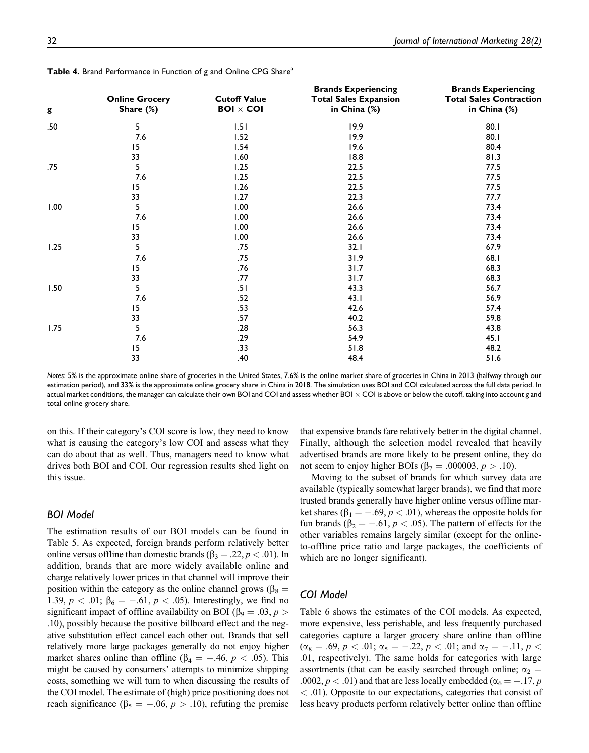**Table 4.** Brand Performance in Function of g and Online CPG Share[a]

| g | Online Grocery Share (%) | Cutoff Value BOI × COI | Brands Experiencing Total Sales Expansion in China (%) | Brands Experiencing Total Sales Contraction in China (%) |
|---|---|---|---|---|
| .50 | 5 | 1.51 | 19.9 | 80.1 |
| | 7.6 | 1.52 | 19.9 | 80.1 |
| | 15 | 1.54 | 19.6 | 80.4 |
| | 33 | 1.60 | 18.8 | 81.3 |
| .75 | 5 | 1.25 | 22.5 | 77.5 |
| | 7.6 | 1.25 | 22.5 | 77.5 |
| | 15 | 1.26 | 22.5 | 77.5 |
| | 33 | 1.27 | 22.3 | 77.7 |
| 1.00 | 5 | 1.00 | 26.6 | 73.4 |
| | 7.6 | 1.00 | 26.6 | 73.4 |
| | 15 | 1.00 | 26.6 | 73.4 |
| | 33 | 1.00 | 26.6 | 73.4 |
| 1.25 | 5 | .75 | 32.1 | 67.9 |
| | 7.6 | .75 | 31.9 | 68.1 |
| | 15 | .76 | 31.7 | 68.3 |
| | 33 | .77 | 31.7 | 68.3 |
| 1.50 | 5 | .51 | 43.3 | 56.7 |
| | 7.6 | .52 | 43.1 | 56.9 |
| | 15 | .53 | 42.6 | 57.4 |
| | 33 | .57 | 40.2 | 59.8 |
| 1.75 | 5 | .28 | 56.3 | 43.8 |
| | 7.6 | .29 | 54.9 | 45.1 |
| | 15 | .33 | 51.8 | 48.2 |
| | 33 | .40 | 48.4 | 51.6 |

*Notes*: 5% is the approximate online share of groceries in the United States, 7.6% is the online market share of groceries in China in 2013 (halfway through our estimation period), and 33% is the approximate online grocery share in China in 2018. The simulation uses BOI and COI calculated across the full data period. In actual market conditions, the manager can calculate their own BOI and COI and assess whether BOI × COI is above or below the cutoff, taking into account g and total online grocery share.

on this. If their category's COI score is low, they need to know what is causing the category's low COI and assess what they can do about that as well. Thus, managers need to know what drives both BOI and COI. Our regression results shed light on this issue.

### BOI Model

The estimation results of our BOI models can be found in Table 5. As expected, foreign brands perform relatively better online versus offline than domestic brands ($\beta_3 = .22, p < .01$). In addition, brands that are more widely available online and charge relatively lower prices in that channel will improve their position within the category as the online channel grows ($\beta_8 = 1.39, p < .01$; $\beta_6 = -.61, p < .05$). Interestingly, we find no significant impact of offline availability on BOI ($\beta_9 = .03, p > .10$), possibly because the positive billboard effect and the negative substitution effect cancel each other out. Brands that sell relatively more large packages generally do not enjoy higher market shares online than offline ($\beta_4 = -.46, p < .05$). This might be caused by consumers' attempts to minimize shipping costs, something we will turn to when discussing the results of the COI model. The estimate of (high) price positioning does not reach significance ($\beta_5 = -.06, p > .10$), refuting the premise that expensive brands fare relatively better in the digital channel. Finally, although the selection model revealed that heavily advertised brands are more likely to be present online, they do not seem to enjoy higher BOIs ($\beta_7 = .000003, p > .10$).

Moving to the subset of brands for which survey data are available (typically somewhat larger brands), we find that more trusted brands generally have higher online versus offline market shares ($\beta_1 = -.69, p < .01$), whereas the opposite holds for fun brands ($\beta_2 = -.61, p < .05$). The pattern of effects for the other variables remains largely similar (except for the online-to-offline price ratio and large packages, the coefficients of which are no longer significant).

### COI Model

Table 6 shows the estimates of the COI models. As expected, more expensive, less perishable, and less frequently purchased categories capture a larger grocery share online than offline ($\alpha_8 = .69, p < .01$; $\alpha_5 = -.22, p < .01$; and $\alpha_7 = -.11, p < .01$, respectively). The same holds for categories with large assortments (that can be easily searched through online; $\alpha_2 = .0002, p < .01$) and that are less locally embedded ($\alpha_6 = -.17, p < .01$). Opposite to our expectations, categories that consist of less heavy products perform relatively better online than offline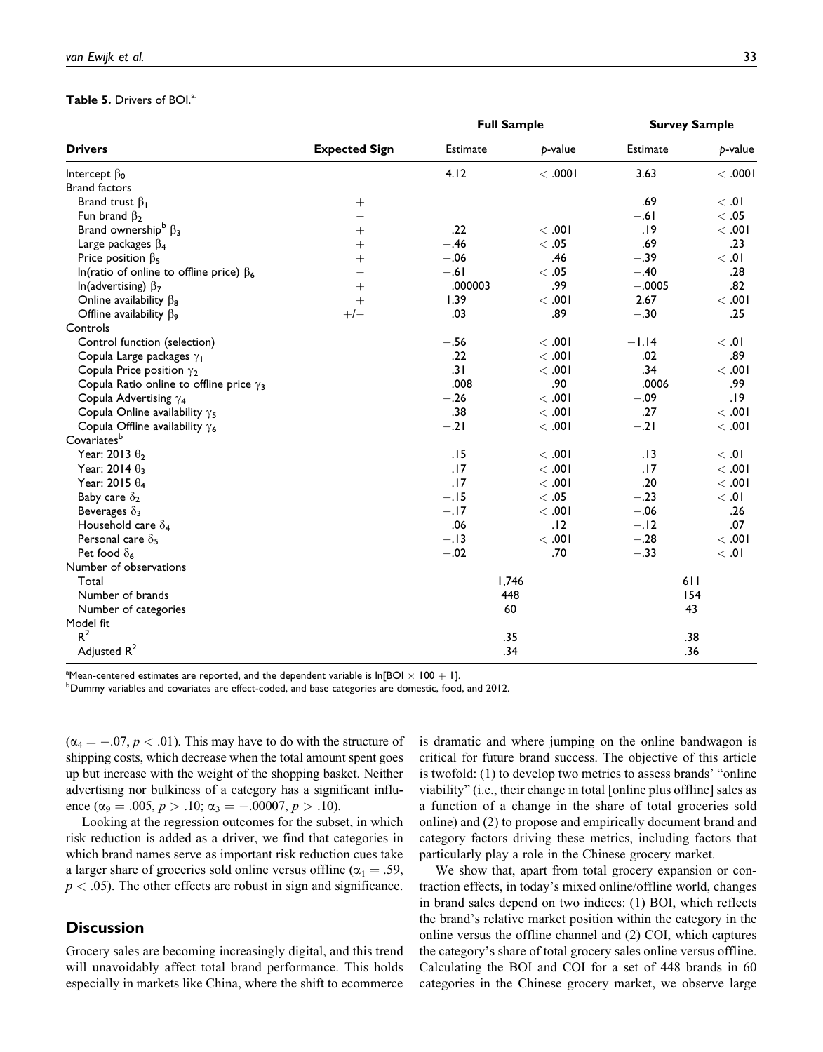**Table 5.** Drivers of BOI.[a]

| Drivers | Expected Sign | Full Sample | | Survey Sample | |
|---|---|---|---|---|---|
| | | Estimate | $p$-value | Estimate | $p$-value |
| Intercept $\beta_0$ | | 4.12 | $< .0001$ | 3.63 | $< .0001$ |
| Brand factors | | | | | |
| Brand trust $\beta_1$ | $+$ | | | .69 | $< .01$ |
| Fun brand $\beta_2$ | $-$ | | | $-.61$ | $< .05$ |
| Brand ownership[b] $\beta_3$ | $+$ | .22 | $< .001$ | .19 | $< .001$ |
| Large packages $\beta_4$ | $+$ | $-.46$ | $< .05$ | .69 | .23 |
| Price position $\beta_5$ | $+$ | $-.06$ | .46 | $-.39$ | $< .01$ |
| ln(ratio of online to offline price) $\beta_6$ | $-$ | $-.61$ | $< .05$ | $-.40$ | .28 |
| ln(advertising) $\beta_7$ | $+$ | .000003 | .99 | $-.0005$ | .82 |
| Online availability $\beta_8$ | $+$ | 1.39 | $< .001$ | 2.67 | $< .001$ |
| Offline availability $\beta_9$ | $+/-$ | .03 | .89 | $-.30$ | .25 |
| Controls | | | | | |
| Control function (selection) | | $-.56$ | $< .001$ | $-1.14$ | $< .01$ |
| Copula Large packages $\gamma_1$ | | .22 | $< .001$ | .02 | .89 |
| Copula Price position $\gamma_2$ | | .31 | $< .001$ | .34 | $< .001$ |
| Copula Ratio online to offline price $\gamma_3$ | | .008 | .90 | .0006 | .99 |
| Copula Advertising $\gamma_4$ | | $-.26$ | $< .001$ | $-.09$ | .19 |
| Copula Online availability $\gamma_5$ | | .38 | $< .001$ | .27 | $< .001$ |
| Copula Offline availability $\gamma_6$ | | $-.21$ | $< .001$ | $-.21$ | $< .001$ |
| Covariates[b] | | | | | |
| Year: 2013 $\theta_2$ | | .15 | $< .001$ | .13 | $< .01$ |
| Year: 2014 $\theta_3$ | | .17 | $< .001$ | .17 | $< .001$ |
| Year: 2015 $\theta_4$ | | .17 | $< .001$ | .20 | $< .001$ |
| Baby care $\delta_2$ | | $-.15$ | $< .05$ | $-.23$ | $< .01$ |
| Beverages $\delta_3$ | | $-.17$ | $< .001$ | $-.06$ | .26 |
| Household care $\delta_4$ | | .06 | .12 | $-.12$ | .07 |
| Personal care $\delta_5$ | | $-.13$ | $< .001$ | $-.28$ | $< .001$ |
| Pet food $\delta_6$ | | $-.02$ | .70 | $-.33$ | $< .01$ |
| Number of observations | | | | | |
| Total | | 1,746 | | 611 | |
| Number of brands | | 448 | | 154 | |
| Number of categories | | 60 | | 43 | |
| Model fit | | | | | |
| $R^2$ | | .35 | | .38 | |
| Adjusted $R^2$ | | .34 | | .36 | |

[a]Mean-centered estimates are reported, and the dependent variable is ln[BOI $\times$ 100 + 1].
[b]Dummy variables and covariates are effect-coded, and base categories are domestic, food, and 2012.

($\alpha_4 = -.07$, $p < .01$). This may have to do with the structure of shipping costs, which decrease when the total amount spent goes up but increase with the weight of the shopping basket. Neither advertising nor bulkiness of a category has a significant influence ($\alpha_9 = .005$, $p > .10$; $\alpha_3 = -.00007$, $p > .10$).

Looking at the regression outcomes for the subset, in which risk reduction is added as a driver, we find that categories in which brand names serve as important risk reduction cues take a larger share of groceries sold online versus offline ($\alpha_1 = .59$, $p < .05$). The other effects are robust in sign and significance.

## Discussion

Grocery sales are becoming increasingly digital, and this trend will unavoidably affect total brand performance. This holds especially in markets like China, where the shift to ecommerce is dramatic and where jumping on the online bandwagon is critical for future brand success. The objective of this article is twofold: (1) to develop two metrics to assess brands' "online viability" (i.e., their change in total [online plus offline] sales as a function of a change in the share of total groceries sold online) and (2) to propose and empirically document brand and category factors driving these metrics, including factors that particularly play a role in the Chinese grocery market.

We show that, apart from total grocery expansion or contraction effects, in today's mixed online/offline world, changes in brand sales depend on two indices: (1) BOI, which reflects the brand's relative market position within the category in the online versus the offline channel and (2) COI, which captures the category's share of total grocery sales online versus offline. Calculating the BOI and COI for a set of 448 brands in 60 categories in the Chinese grocery market, we observe large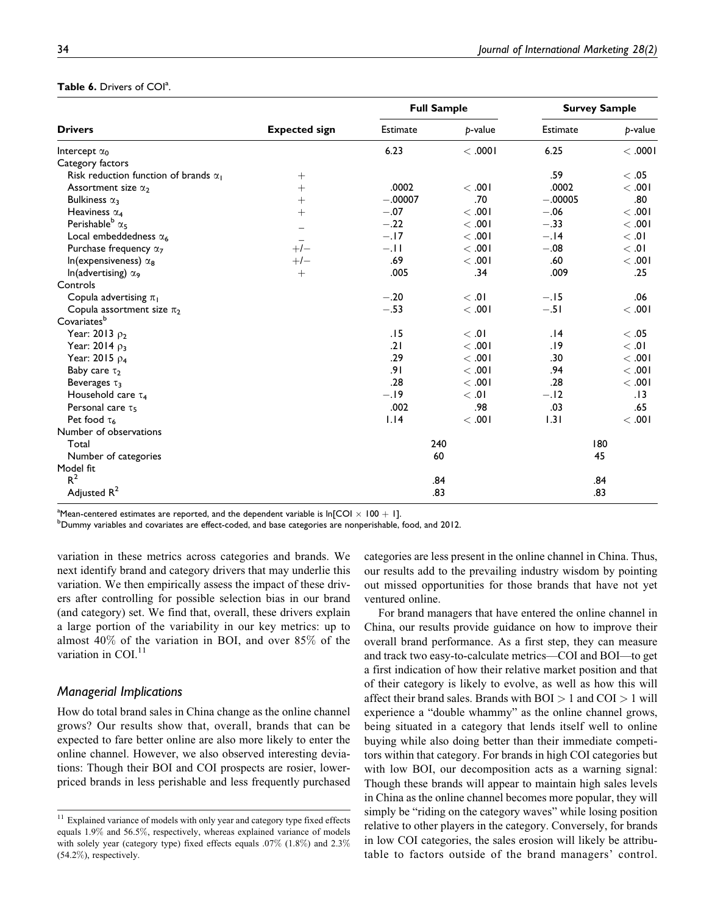**Table 6.** Drivers of COI[a].

| Drivers | Expected sign | Full Sample | | Survey Sample | |
|---|---|---|---|---|---|
| | | Estimate | $p$-value | Estimate | $p$-value |
| Intercept $\alpha_0$ | | 6.23 | $< .0001$ | 6.25 | $< .0001$ |
| Category factors | | | | | |
| Risk reduction function of brands $\alpha_1$ | + | | | .59 | $< .05$ |
| Assortment size $\alpha_2$ | + | .0002 | $< .001$ | .0002 | $< .001$ |
| Bulkiness $\alpha_3$ | + | −.00007 | .70 | −.00005 | .80 |
| Heaviness $\alpha_4$ | + | −.07 | $< .001$ | −.06 | $< .001$ |
| Perishable[b] $\alpha_5$ | − | −.22 | $< .001$ | −.33 | $< .001$ |
| Local embeddedness $\alpha_6$ | − | −.17 | $< .001$ | −.14 | $< .01$ |
| Purchase frequency $\alpha_7$ | +/− | −.11 | $< .001$ | −.08 | $< .01$ |
| ln(expensiveness) $\alpha_8$ | +/− | .69 | $< .001$ | .60 | $< .001$ |
| ln(advertising) $\alpha_9$ | + | .005 | .34 | .009 | .25 |
| Controls | | | | | |
| Copula advertising $\pi_1$ | | −.20 | $< .01$ | −.15 | .06 |
| Copula assortment size $\pi_2$ | | −.53 | $< .001$ | −.51 | $< .001$ |
| Covariates[b] | | | | | |
| Year: 2013 $\rho_2$ | | .15 | $< .01$ | .14 | $< .05$ |
| Year: 2014 $\rho_3$ | | .21 | $< .001$ | .19 | $< .01$ |
| Year: 2015 $\rho_4$ | | .29 | $< .001$ | .30 | $< .001$ |
| Baby care $\tau_2$ | | .91 | $< .001$ | .94 | $< .001$ |
| Beverages $\tau_3$ | | .28 | $< .001$ | .28 | $< .001$ |
| Household care $\tau_4$ | | −.19 | $< .01$ | −.12 | .13 |
| Personal care $\tau_5$ | | .002 | .98 | .03 | .65 |
| Pet food $\tau_6$ | | 1.14 | $< .001$ | 1.31 | $< .001$ |
| Number of observations | | | | | |
| Total | | 240 | | 180 | |
| Number of categories | | 60 | | 45 | |
| Model fit | | | | | |
| $R^2$ | | .84 | | .84 | |
| Adjusted $R^2$ | | .83 | | .83 | |

[a]Mean-centered estimates are reported, and the dependent variable is ln[COI × 100 + 1].
[b]Dummy variables and covariates are effect-coded, and base categories are nonperishable, food, and 2012.

variation in these metrics across categories and brands. We next identify brand and category drivers that may underlie this variation. We then empirically assess the impact of these drivers after controlling for possible selection bias in our brand (and category) set. We find that, overall, these drivers explain a large portion of the variability in our key metrics: up to almost 40% of the variation in BOI, and over 85% of the variation in COI.[11]

## Managerial Implications

How do total brand sales in China change as the online channel grows? Our results show that, overall, brands that can be expected to fare better online are also more likely to enter the online channel. However, we also observed interesting deviations: Though their BOI and COI prospects are rosier, lower-priced brands in less perishable and less frequently purchased categories are less present in the online channel in China. Thus, our results add to the prevailing industry wisdom by pointing out missed opportunities for those brands that have not yet ventured online.

For brand managers that have entered the online channel in China, our results provide guidance on how to improve their overall brand performance. As a first step, they can measure and track two easy-to-calculate metrics—COI and BOI—to get a first indication of how their relative market position and that of their category is likely to evolve, as well as how this will affect their brand sales. Brands with BOI $> 1$ and COI $> 1$ will experience a "double whammy" as the online channel grows, being situated in a category that lends itself well to online buying while also doing better than their immediate competitors within that category. For brands in high COI categories but with low BOI, our decomposition acts as a warning signal: Though these brands will appear to maintain high sales levels in China as the online channel becomes more popular, they will simply be "riding on the category waves" while losing position relative to other players in the category. Conversely, for brands in low COI categories, the sales erosion will likely be attributable to factors outside of the brand managers' control.

[11] Explained variance of models with only year and category type fixed effects equals 1.9% and 56.5%, respectively, whereas explained variance of models with solely year (category type) fixed effects equals .07% (1.8%) and 2.3% (54.2%), respectively.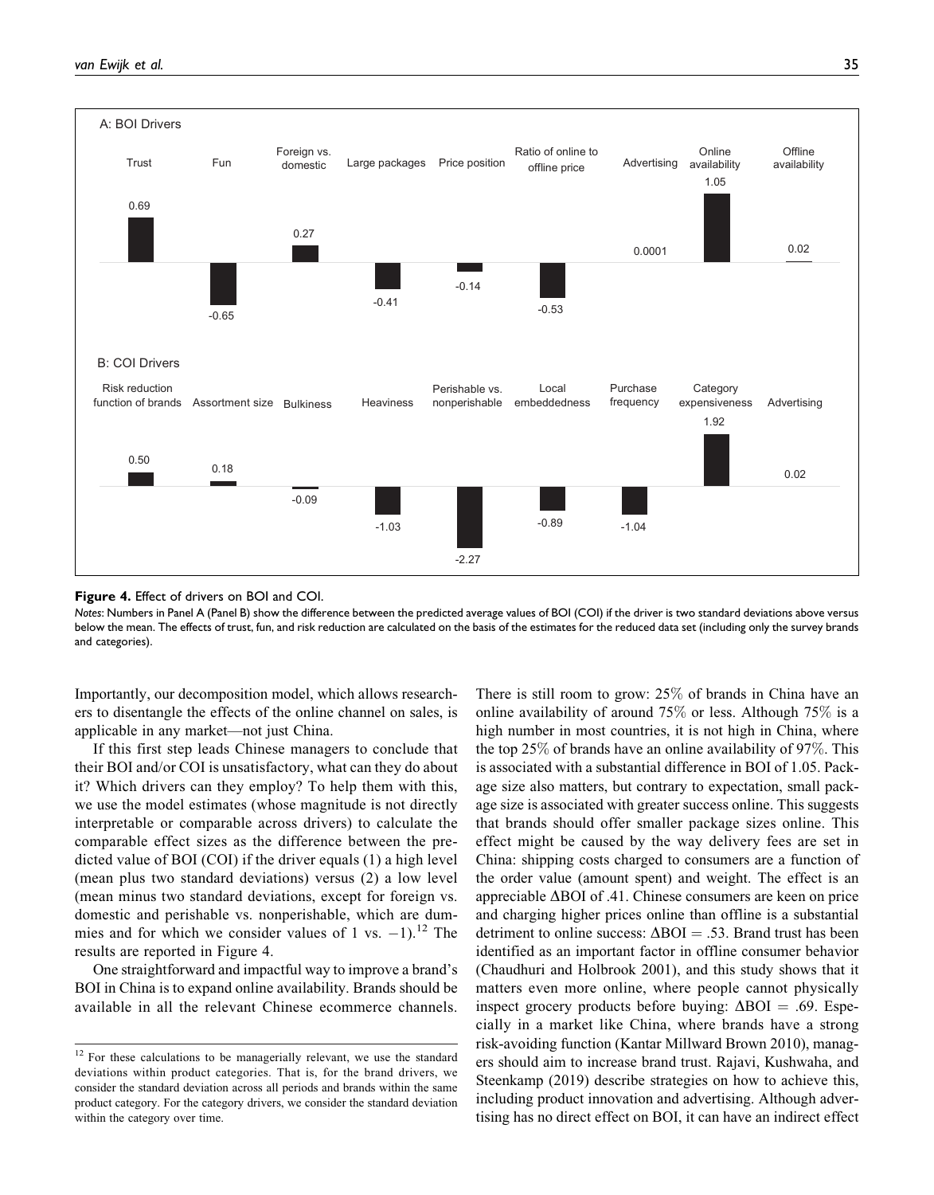**Figure 4.** Effect of drivers on BOI and COI.

*Notes*: Numbers in Panel A (Panel B) show the difference between the predicted average values of BOI (COI) if the driver is two standard deviations above versus below the mean. The effects of trust, fun, and risk reduction are calculated on the basis of the estimates for the reduced data set (including only the survey brands and categories).

Importantly, our decomposition model, which allows researchers to disentangle the effects of the online channel on sales, is applicable in any market—not just China.

If this first step leads Chinese managers to conclude that their BOI and/or COI is unsatisfactory, what can they do about it? Which drivers can they employ? To help them with this, we use the model estimates (whose magnitude is not directly interpretable or comparable across drivers) to calculate the comparable effect sizes as the difference between the predicted value of BOI (COI) if the driver equals (1) a high level (mean plus two standard deviations) versus (2) a low level (mean minus two standard deviations, except for foreign vs. domestic and perishable vs. nonperishable, which are dummies and for which we consider values of 1 vs. $-1$).[12] The results are reported in Figure 4.

One straightforward and impactful way to improve a brand's BOI in China is to expand online availability. Brands should be available in all the relevant Chinese ecommerce channels. There is still room to grow: 25% of brands in China have an online availability of around 75% or less. Although 75% is a high number in most countries, it is not high in China, where the top 25% of brands have an online availability of 97%. This is associated with a substantial difference in BOI of 1.05. Package size also matters, but contrary to expectation, small package size is associated with greater success online. This suggests that brands should offer smaller package sizes online. This effect might be caused by the way delivery fees are set in China: shipping costs charged to consumers are a function of the order value (amount spent) and weight. The effect is an appreciable $\Delta$BOI of .41. Chinese consumers are keen on price and charging higher prices online than offline is a substantial detriment to online success: $\Delta \text{BOI} = .53$. Brand trust has been identified as an important factor in offline consumer behavior (Chaudhuri and Holbrook 2001), and this study shows that it matters even more online, where people cannot physically inspect grocery products before buying: $\Delta \text{BOI} = .69$. Especially in a market like China, where brands have a strong risk-avoiding function (Kantar Millward Brown 2010), managers should aim to increase brand trust. Rajavi, Kushwaha, and Steenkamp (2019) describe strategies on how to achieve this, including product innovation and advertising. Although advertising has no direct effect on BOI, it can have an indirect effect

[12] For these calculations to be managerially relevant, we use the standard deviations within product categories. That is, for the brand drivers, we consider the standard deviation across all periods and brands within the same product category. For the category drivers, we consider the standard deviation within the category over time.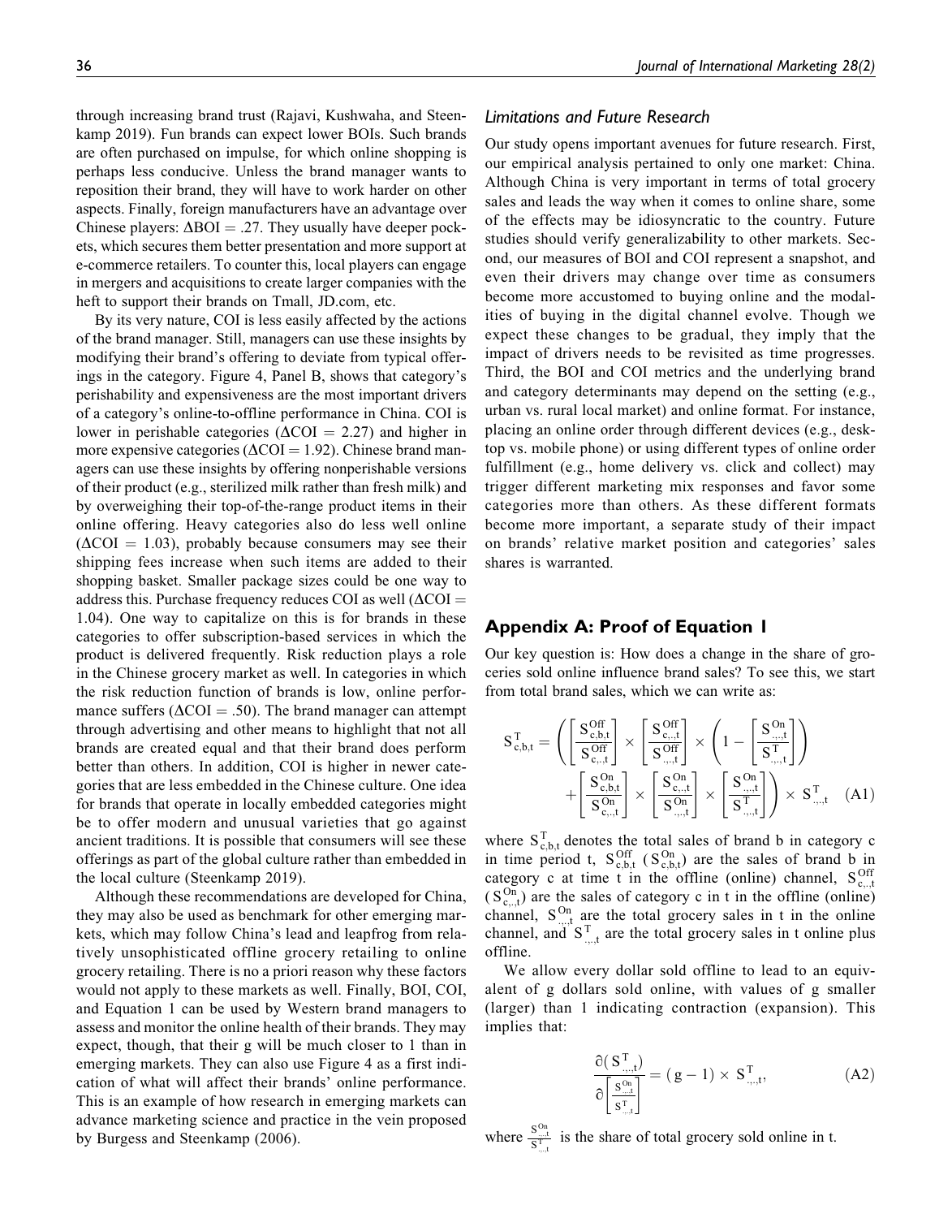through increasing brand trust (Rajavi, Kushwaha, and Steenkamp 2019). Fun brands can expect lower BOIs. Such brands are often purchased on impulse, for which online shopping is perhaps less conducive. Unless the brand manager wants to reposition their brand, they will have to work harder on other aspects. Finally, foreign manufacturers have an advantage over Chinese players: $\Delta BOI = .27$. They usually have deeper pockets, which secures them better presentation and more support at e-commerce retailers. To counter this, local players can engage in mergers and acquisitions to create larger companies with the heft to support their brands on Tmall, JD.com, etc.

By its very nature, COI is less easily affected by the actions of the brand manager. Still, managers can use these insights by modifying their brand's offering to deviate from typical offerings in the category. Figure 4, Panel B, shows that category's perishability and expensiveness are the most important drivers of a category's online-to-offline performance in China. COI is lower in perishable categories ($\Delta COI = 2.27$) and higher in more expensive categories ($\Delta COI = 1.92$). Chinese brand managers can use these insights by offering nonperishable versions of their product (e.g., sterilized milk rather than fresh milk) and by overweighing their top-of-the-range product items in their online offering. Heavy categories also do less well online ($\Delta COI = 1.03$), probably because consumers may see their shipping fees increase when such items are added to their shopping basket. Smaller package sizes could be one way to address this. Purchase frequency reduces COI as well ($\Delta COI = 1.04$). One way to capitalize on this is for brands in these categories to offer subscription-based services in which the product is delivered frequently. Risk reduction plays a role in the Chinese grocery market as well. In categories in which the risk reduction function of brands is low, online performance suffers ($\Delta COI = .50$). The brand manager can attempt through advertising and other means to highlight that not all brands are created equal and that their brand does perform better than others. In addition, COI is higher in newer categories that are less embedded in the Chinese culture. One idea for brands that operate in locally embedded categories might be to offer modern and unusual varieties that go against ancient traditions. It is possible that consumers will see these offerings as part of the global culture rather than embedded in the local culture (Steenkamp 2019).

Although these recommendations are developed for China, they may also be used as benchmark for other emerging markets, which may follow China's lead and leapfrog from relatively unsophisticated offline grocery retailing to online grocery retailing. There is no a priori reason why these factors would not apply to these markets as well. Finally, BOI, COI, and Equation 1 can be used by Western brand managers to assess and monitor the online health of their brands. They may expect, though, that their g will be much closer to 1 than in emerging markets. They can also use Figure 4 as a first indication of what will affect their brands' online performance. This is an example of how research in emerging markets can advance marketing science and practice in the vein proposed by Burgess and Steenkamp (2006).

### *Limitations and Future Research*

Our study opens important avenues for future research. First, our empirical analysis pertained to only one market: China. Although China is very important in terms of total grocery sales and leads the way when it comes to online share, some of the effects may be idiosyncratic to the country. Future studies should verify generalizability to other markets. Second, our measures of BOI and COI represent a snapshot, and even their drivers may change over time as consumers become more accustomed to buying online and the modalities of buying in the digital channel evolve. Though we expect these changes to be gradual, they imply that the impact of drivers needs to be revisited as time progresses. Third, the BOI and COI metrics and the underlying brand and category determinants may depend on the setting (e.g., urban vs. rural local market) and online format. For instance, placing an online order through different devices (e.g., desktop vs. mobile phone) or using different types of online order fulfillment (e.g., home delivery vs. click and collect) may trigger different marketing mix responses and favor some categories more than others. As these different formats become more important, a separate study of their impact on brands' relative market position and categories' sales shares is warranted.

## Appendix A: Proof of Equation 1

Our key question is: How does a change in the share of groceries sold online influence brand sales? To see this, we start from total brand sales, which we can write as:

$$S^{T}_{c,b,t} = \left( \left[\frac{S^{Off}_{c,b,t}}{S^{Off}_{c,.,t}}\right] \times \left[\frac{S^{Off}_{c,.,t}}{S^{Off}_{.,.,t}}\right] \times \left(1 - \left[\frac{S^{On}_{.,.,t}}{S^{T}_{.,.,t}}\right]\right) + \left[\frac{S^{On}_{c,b,t}}{S^{On}_{c,.,t}}\right] \times \left[\frac{S^{On}_{c,.,t}}{S^{On}_{.,.,t}}\right] \times \left[\frac{S^{On}_{.,.,t}}{S^{T}_{.,.,t}}\right] \right) \times S^{T}_{.,.,t} \quad \text{(A1)}$$

where $S^{T}_{c,b,t}$ denotes the total sales of brand b in category c in time period t, $S^{Off}_{c,b,t}$ ($S^{On}_{c,b,t}$) are the sales of brand b in category c at time t in the offline (online) channel, $S^{Off}_{c,.,t}$ ($S^{On}_{c,.,t}$) are the sales of category c in t in the offline (online) channel, $S^{On}_{.,.,t}$ are the total grocery sales in t in the online channel, and $S^{T}_{.,.,t}$ are the total grocery sales in t online plus offline.

We allow every dollar sold offline to lead to an equivalent of g dollars sold online, with values of g smaller (larger) than 1 indicating contraction (expansion). This implies that:

$$\frac{\partial(S^{T}_{.,.,t})}{\partial\left[\frac{S^{On}_{.,.,t}}{S^{T}_{.,.,t}}\right]} = (g - 1) \times S^{T}_{.,.,t}, \quad \text{(A2)}$$

where $\frac{S^{On}_{.,.,t}}{S^{T}_{.,.,t}}$ is the share of total grocery sold online in t.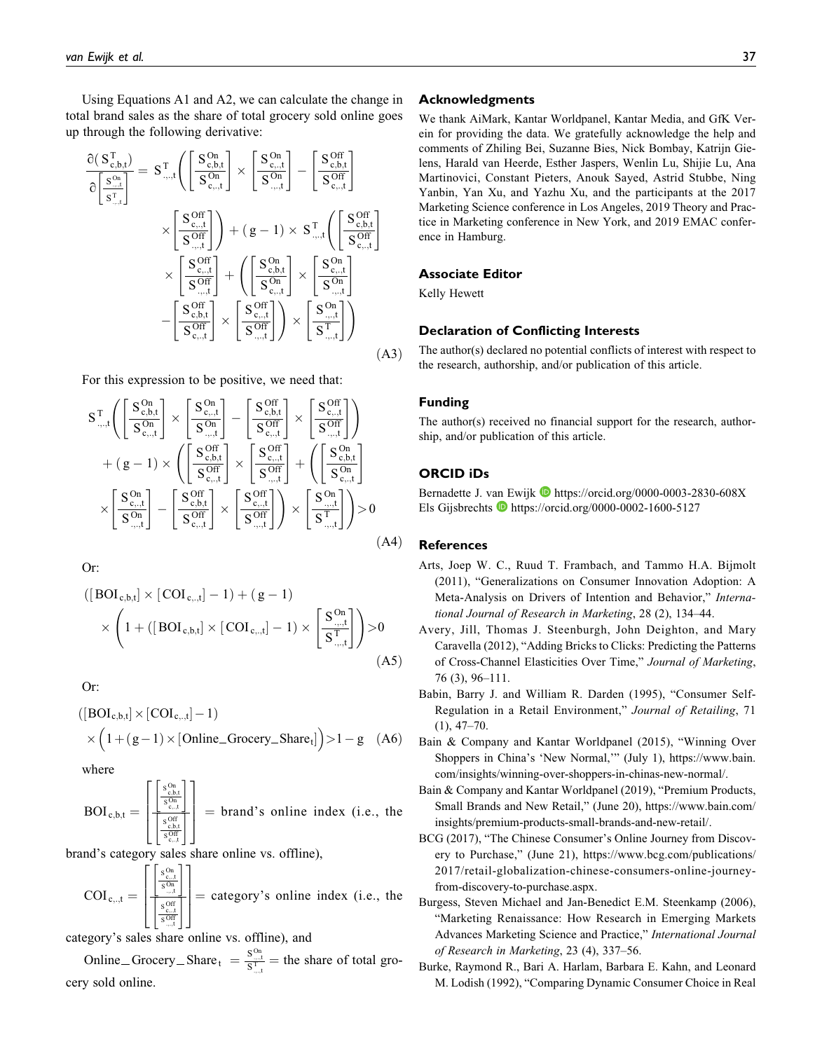Using Equations A1 and A2, we can calculate the change in total brand sales as the share of total grocery sold online goes up through the following derivative:

$$\frac{\partial(S^{T}_{c,b,t})}{\partial\left[\frac{S^{On}_{.,.,t}}{S^{T}_{.,.,t}}\right]} = S^{T}_{.,.,t}\left(\left[\frac{S^{On}_{c,b,t}}{S^{On}_{c,.,t}}\right]\times\left[\frac{S^{On}_{c,.,t}}{S^{On}_{.,.,t}}\right]-\left[\frac{S^{Off}_{c,b,t}}{S^{Off}_{c,.,t}}\right]\times\left[\frac{S^{Off}_{c,.,t}}{S^{Off}_{.,.,t}}\right]\right)+(g-1)\times S^{T}_{.,.,t}\left(\left[\frac{S^{Off}_{c,b,t}}{S^{Off}_{c,.,t}}\right]\times\left[\frac{S^{Off}_{c,.,t}}{S^{Off}_{.,.,t}}\right]+\left(\left[\frac{S^{On}_{c,b,t}}{S^{On}_{c,.,t}}\right]\times\left[\frac{S^{On}_{c,.,t}}{S^{On}_{.,.,t}}\right]-\left[\frac{S^{Off}_{c,b,t}}{S^{Off}_{c,.,t}}\right]\times\left[\frac{S^{Off}_{c,.,t}}{S^{Off}_{.,.,t}}\right]\right)\times\left[\frac{S^{On}_{.,.,t}}{S^{T}_{.,.,t}}\right]\right) \tag{A3}$$

For this expression to be positive, we need that:

$$S^{T}_{.,.,t}\left(\left[\frac{S^{On}_{c,b,t}}{S^{On}_{c,.,t}}\right]\times\left[\frac{S^{On}_{c,.,t}}{S^{On}_{.,.,t}}\right]-\left[\frac{S^{Off}_{c,b,t}}{S^{Off}_{c,.,t}}\right]\times\left[\frac{S^{Off}_{c,.,t}}{S^{Off}_{.,.,t}}\right]\right)+(g-1)\times\left(\left[\frac{S^{Off}_{c,b,t}}{S^{Off}_{c,.,t}}\right]\times\left[\frac{S^{Off}_{c,.,t}}{S^{Off}_{.,.,t}}\right]+\left(\left[\frac{S^{On}_{c,b,t}}{S^{On}_{c,.,t}}\right]\times\left[\frac{S^{On}_{c,.,t}}{S^{On}_{.,.,t}}\right]-\left[\frac{S^{Off}_{c,b,t}}{S^{Off}_{c,.,t}}\right]\times\left[\frac{S^{Off}_{c,.,t}}{S^{Off}_{.,.,t}}\right]\right)\times\left[\frac{S^{On}_{.,.,t}}{S^{T}_{.,.,t}}\right]\right)>0 \tag{A4}$$

Or:

$$([BOI_{c,b,t}]\times[COI_{c,.,t}]-1)+(g-1)\times\left(1+([BOI_{c,b,t}]\times[COI_{c,.,t}]-1)\times\left[\frac{S^{On}_{.,.,t}}{S^{T}_{.,.,t}}\right]\right)>0 \tag{A5}$$

Or:

$$([BOI_{c,b,t}]\times[COI_{c,.,t}]-1)\times\left(1+(g-1)\times[Online\_Grocery\_Share_{t}]\right)>1-g \tag{A6}$$

where

$BOI_{c,b,t} = \left[\frac{\left[\frac{S^{On}_{c,b,t}}{S^{On}_{c,.,t}}\right]}{\left[\frac{S^{Off}_{c,b,t}}{S^{Off}_{c,.,t}}\right]}\right]$ = brand's online index (i.e., the brand's category sales share online vs. offline),

$COI_{c,.,t} = \left[\frac{\left[\frac{S^{On}_{c,.,t}}{S^{On}_{.,.,t}}\right]}{\left[\frac{S^{Off}_{c,.,t}}{S^{Off}_{.,.,t}}\right]}\right]$ = category's online index (i.e., the category's sales share online vs. offline), and

$Online\_Grocery\_Share_{t} = \frac{S^{On}_{.,.,t}}{S^{T}_{.,.,t}}$ = the share of total grocery sold online.

## Acknowledgments

We thank AiMark, Kantar Worldpanel, Kantar Media, and GfK Verein for providing the data. We gratefully acknowledge the help and comments of Zhiling Bei, Suzanne Bies, Nick Bombay, Katrijn Gielens, Harald van Heerde, Esther Jaspers, Wenlin Lu, Shijie Lu, Ana Martinovici, Constant Pieters, Anouk Sayed, Astrid Stubbe, Ning Yanbin, Yan Xu, and Yazhu Xu, and the participants at the 2017 Marketing Science conference in Los Angeles, 2019 Theory and Practice in Marketing conference in New York, and 2019 EMAC conference in Hamburg.

## Associate Editor

Kelly Hewett

## Declaration of Conflicting Interests

The author(s) declared no potential conflicts of interest with respect to the research, authorship, and/or publication of this article.

## Funding

The author(s) received no financial support for the research, authorship, and/or publication of this article.

## ORCID iDs

Bernadette J. van Ewijk https://orcid.org/0000-0003-2830-608X
Els Gijsbrechts https://orcid.org/0000-0002-1600-5127

## References

Arts, Joep W. C., Ruud T. Frambach, and Tammo H.A. Bijmolt (2011), "Generalizations on Consumer Innovation Adoption: A Meta-Analysis on Drivers of Intention and Behavior," *International Journal of Research in Marketing*, 28 (2), 134–44.

Avery, Jill, Thomas J. Steenburgh, John Deighton, and Mary Caravella (2012), "Adding Bricks to Clicks: Predicting the Patterns of Cross-Channel Elasticities Over Time," *Journal of Marketing*, 76 (3), 96–111.

Babin, Barry J. and William R. Darden (1995), "Consumer Self-Regulation in a Retail Environment," *Journal of Retailing*, 71 (1), 47–70.

Bain & Company and Kantar Worldpanel (2015), "Winning Over Shoppers in China's 'New Normal,'" (July 1), https://www.bain.com/insights/winning-over-shoppers-in-chinas-new-normal/.

Bain & Company and Kantar Worldpanel (2019), "Premium Products, Small Brands and New Retail," (June 20), https://www.bain.com/insights/premium-products-small-brands-and-new-retail/.

BCG (2017), "The Chinese Consumer's Online Journey from Discovery to Purchase," (June 21), https://www.bcg.com/publications/2017/retail-globalization-chinese-consumers-online-journey-from-discovery-to-purchase.aspx.

Burgess, Steven Michael and Jan-Benedict E.M. Steenkamp (2006), "Marketing Renaissance: How Research in Emerging Markets Advances Marketing Science and Practice," *International Journal of Research in Marketing*, 23 (4), 337–56.

Burke, Raymond R., Bari A. Harlam, Barbara E. Kahn, and Leonard M. Lodish (1992), "Comparing Dynamic Consumer Choice in Real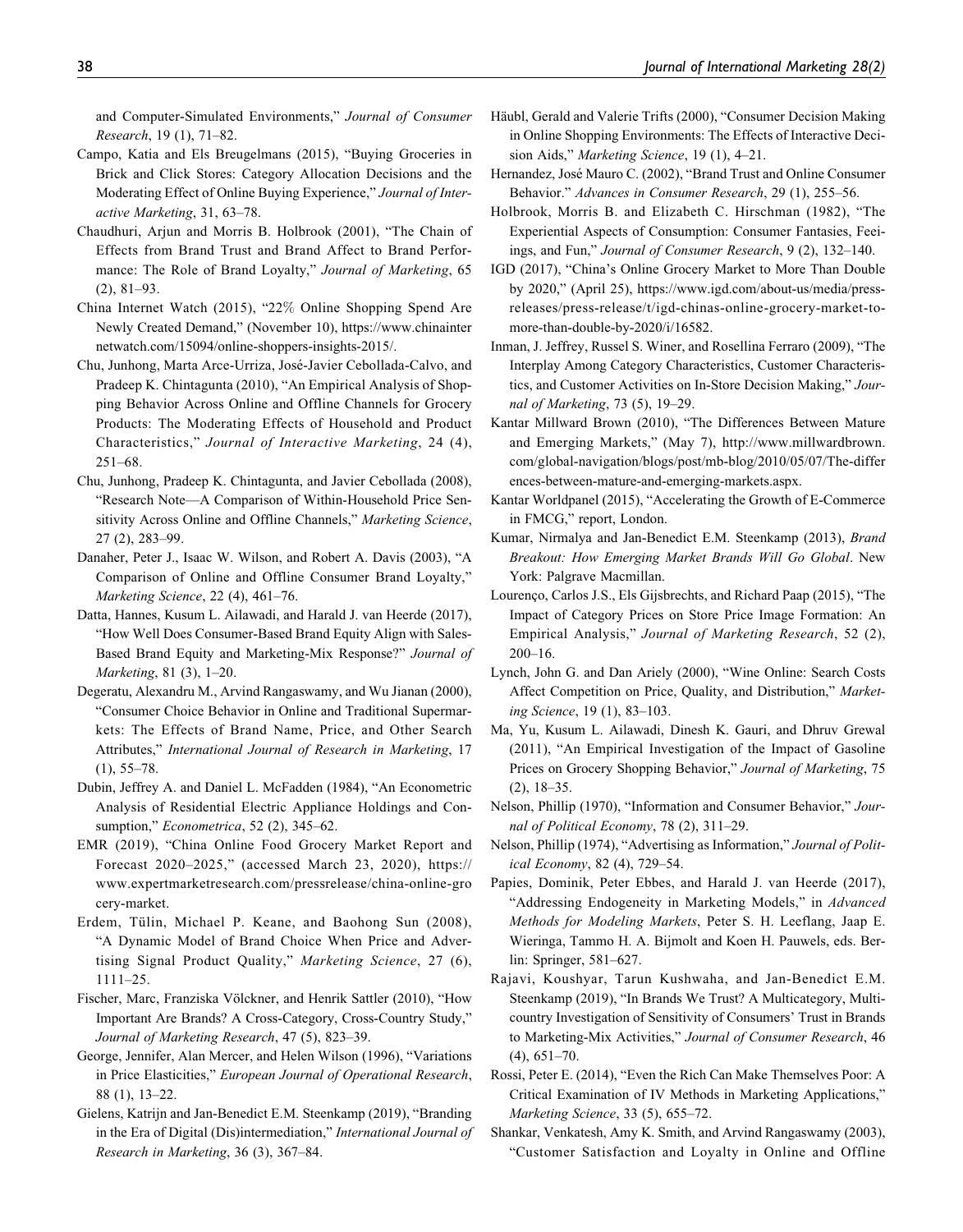and Computer-Simulated Environments," *Journal of Consumer Research*, 19 (1), 71–82.

Campo, Katia and Els Breugelmans (2015), "Buying Groceries in Brick and Click Stores: Category Allocation Decisions and the Moderating Effect of Online Buying Experience," *Journal of Interactive Marketing*, 31, 63–78.

Chaudhuri, Arjun and Morris B. Holbrook (2001), "The Chain of Effects from Brand Trust and Brand Affect to Brand Performance: The Role of Brand Loyalty," *Journal of Marketing*, 65 (2), 81–93.

China Internet Watch (2015), "22% Online Shopping Spend Are Newly Created Demand," (November 10), https://www.chinainternetwatch.com/15094/online-shoppers-insights-2015/.

Chu, Junhong, Marta Arce-Urriza, José-Javier Cebollada-Calvo, and Pradeep K. Chintagunta (2010), "An Empirical Analysis of Shopping Behavior Across Online and Offline Channels for Grocery Products: The Moderating Effects of Household and Product Characteristics," *Journal of Interactive Marketing*, 24 (4), 251–68.

Chu, Junhong, Pradeep K. Chintagunta, and Javier Cebollada (2008), "Research Note—A Comparison of Within-Household Price Sensitivity Across Online and Offline Channels," *Marketing Science*, 27 (2), 283–99.

Danaher, Peter J., Isaac W. Wilson, and Robert A. Davis (2003), "A Comparison of Online and Offline Consumer Brand Loyalty," *Marketing Science*, 22 (4), 461–76.

Datta, Hannes, Kusum L. Ailawadi, and Harald J. van Heerde (2017), "How Well Does Consumer-Based Brand Equity Align with Sales-Based Brand Equity and Marketing-Mix Response?" *Journal of Marketing*, 81 (3), 1–20.

Degeratu, Alexandru M., Arvind Rangaswamy, and Wu Jianan (2000), "Consumer Choice Behavior in Online and Traditional Supermarkets: The Effects of Brand Name, Price, and Other Search Attributes," *International Journal of Research in Marketing*, 17 (1), 55–78.

Dubin, Jeffrey A. and Daniel L. McFadden (1984), "An Econometric Analysis of Residential Electric Appliance Holdings and Consumption," *Econometrica*, 52 (2), 345–62.

EMR (2019), "China Online Food Grocery Market Report and Forecast 2020–2025," (accessed March 23, 2020), https://www.expertmarketresearch.com/pressrelease/china-online-grocery-market.

Erdem, Tülin, Michael P. Keane, and Baohong Sun (2008), "A Dynamic Model of Brand Choice When Price and Advertising Signal Product Quality," *Marketing Science*, 27 (6), 1111–25.

Fischer, Marc, Franziska Völckner, and Henrik Sattler (2010), "How Important Are Brands? A Cross-Category, Cross-Country Study," *Journal of Marketing Research*, 47 (5), 823–39.

George, Jennifer, Alan Mercer, and Helen Wilson (1996), "Variations in Price Elasticities," *European Journal of Operational Research*, 88 (1), 13–22.

Gielens, Katrijn and Jan-Benedict E.M. Steenkamp (2019), "Branding in the Era of Digital (Dis)intermediation," *International Journal of Research in Marketing*, 36 (3), 367–84.

Häubl, Gerald and Valerie Trifts (2000), "Consumer Decision Making in Online Shopping Environments: The Effects of Interactive Decision Aids," *Marketing Science*, 19 (1), 4–21.

Hernandez, José Mauro C. (2002), "Brand Trust and Online Consumer Behavior." *Advances in Consumer Research*, 29 (1), 255–56.

Holbrook, Morris B. and Elizabeth C. Hirschman (1982), "The Experiential Aspects of Consumption: Consumer Fantasies, Feeings, and Fun," *Journal of Consumer Research*, 9 (2), 132–140.

IGD (2017), "China's Online Grocery Market to More Than Double by 2020," (April 25), https://www.igd.com/about-us/media/press-releases/press-release/t/igd-chinas-online-grocery-market-to-more-than-double-by-2020/i/16582.

Inman, J. Jeffrey, Russel S. Winer, and Rosellina Ferraro (2009), "The Interplay Among Category Characteristics, Customer Characteristics, and Customer Activities on In-Store Decision Making," *Journal of Marketing*, 73 (5), 19–29.

Kantar Millward Brown (2010), "The Differences Between Mature and Emerging Markets," (May 7), http://www.millwardbrown.com/global-navigation/blogs/post/mb-blog/2010/05/07/The-differences-between-mature-and-emerging-markets.aspx.

Kantar Worldpanel (2015), "Accelerating the Growth of E-Commerce in FMCG," report, London.

Kumar, Nirmalya and Jan-Benedict E.M. Steenkamp (2013), *Brand Breakout: How Emerging Market Brands Will Go Global*. New York: Palgrave Macmillan.

Lourenço, Carlos J.S., Els Gijsbrechts, and Richard Paap (2015), "The Impact of Category Prices on Store Price Image Formation: An Empirical Analysis," *Journal of Marketing Research*, 52 (2), 200–16.

Lynch, John G. and Dan Ariely (2000), "Wine Online: Search Costs Affect Competition on Price, Quality, and Distribution," *Marketing Science*, 19 (1), 83–103.

Ma, Yu, Kusum L. Ailawadi, Dinesh K. Gauri, and Dhruv Grewal (2011), "An Empirical Investigation of the Impact of Gasoline Prices on Grocery Shopping Behavior," *Journal of Marketing*, 75 (2), 18–35.

Nelson, Phillip (1970), "Information and Consumer Behavior," *Journal of Political Economy*, 78 (2), 311–29.

Nelson, Phillip (1974), "Advertising as Information," *Journal of Political Economy*, 82 (4), 729–54.

Papies, Dominik, Peter Ebbes, and Harald J. van Heerde (2017), "Addressing Endogeneity in Marketing Models," in *Advanced Methods for Modeling Markets*, Peter S. H. Leeflang, Jaap E. Wieringa, Tammo H. A. Bijmolt and Koen H. Pauwels, eds. Berlin: Springer, 581–627.

Rajavi, Koushyar, Tarun Kushwaha, and Jan-Benedict E.M. Steenkamp (2019), "In Brands We Trust? A Multicategory, Multicountry Investigation of Sensitivity of Consumers' Trust in Brands to Marketing-Mix Activities," *Journal of Consumer Research*, 46 (4), 651–70.

Rossi, Peter E. (2014), "Even the Rich Can Make Themselves Poor: A Critical Examination of IV Methods in Marketing Applications," *Marketing Science*, 33 (5), 655–72.

Shankar, Venkatesh, Amy K. Smith, and Arvind Rangaswamy (2003), "Customer Satisfaction and Loyalty in Online and Offline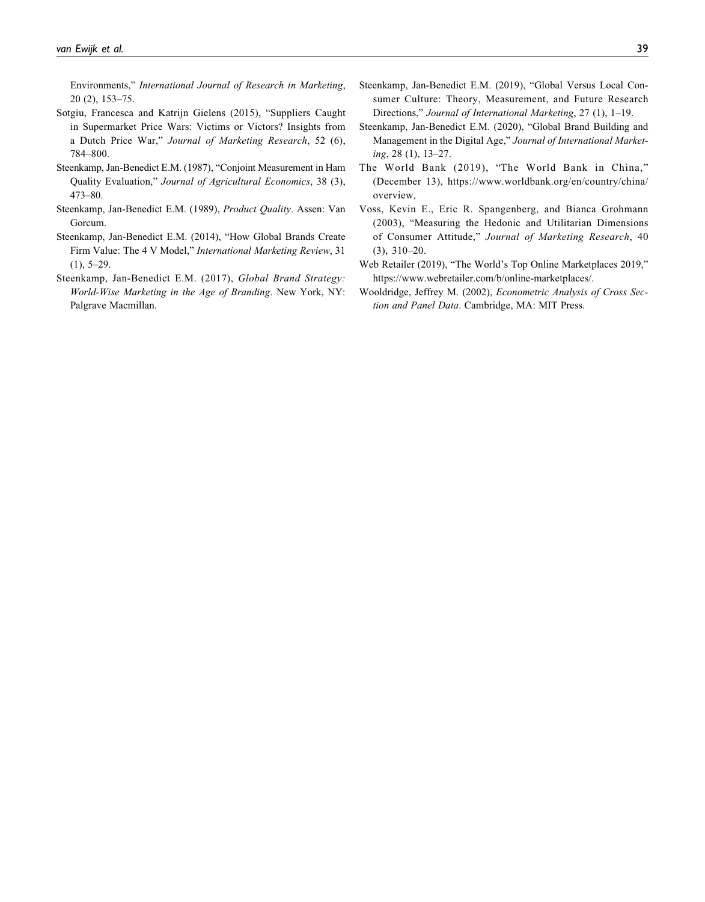Environments," *International Journal of Research in Marketing*, 20 (2), 153–75.

Sotgiu, Francesca and Katrijn Gielens (2015), "Suppliers Caught in Supermarket Price Wars: Victims or Victors? Insights from a Dutch Price War," *Journal of Marketing Research*, 52 (6), 784–800.

Steenkamp, Jan-Benedict E.M. (1987), "Conjoint Measurement in Ham Quality Evaluation," *Journal of Agricultural Economics*, 38 (3), 473–80.

Steenkamp, Jan-Benedict E.M. (1989), *Product Quality*. Assen: Van Gorcum.

Steenkamp, Jan-Benedict E.M. (2014), "How Global Brands Create Firm Value: The 4 V Model," *International Marketing Review*, 31 (1), 5–29.

Steenkamp, Jan-Benedict E.M. (2017), *Global Brand Strategy: World-Wise Marketing in the Age of Branding*. New York, NY: Palgrave Macmillan.

Steenkamp, Jan-Benedict E.M. (2019), "Global Versus Local Consumer Culture: Theory, Measurement, and Future Research Directions," *Journal of International Marketing*, 27 (1), 1–19.

Steenkamp, Jan-Benedict E.M. (2020), "Global Brand Building and Management in the Digital Age," *Journal of International Marketing*, 28 (1), 13–27.

The World Bank (2019), "The World Bank in China," (December 13), https://www.worldbank.org/en/country/china/overview,

Voss, Kevin E., Eric R. Spangenberg, and Bianca Grohmann (2003), "Measuring the Hedonic and Utilitarian Dimensions of Consumer Attitude," *Journal of Marketing Research*, 40 (3), 310–20.

Web Retailer (2019), "The World's Top Online Marketplaces 2019," https://www.webretailer.com/b/online-marketplaces/.

Wooldridge, Jeffrey M. (2002), *Econometric Analysis of Cross Section and Panel Data*. Cambridge, MA: MIT Press.